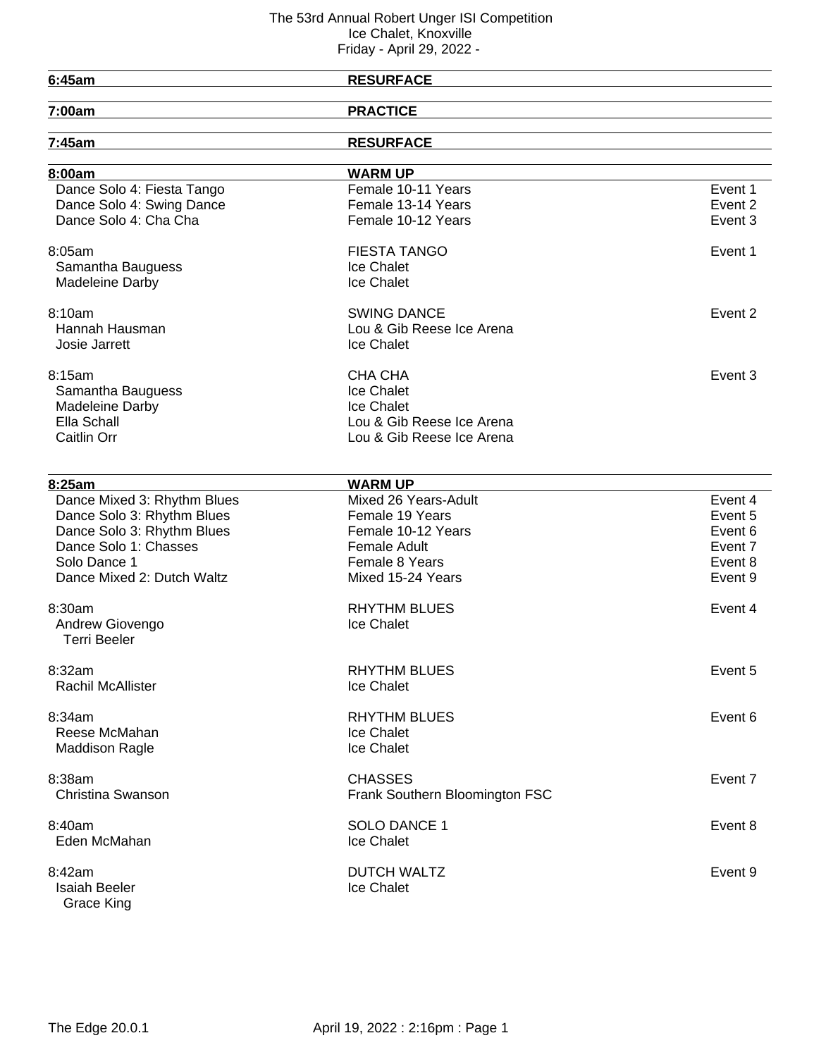# The 53rd Annual Robert Unger ISI Competition

Ice Chalet, Knoxville

Friday - April 29, 2022 -

| | | |
|---|---|---|
| **6:45am** | **RESURFACE** | |
| **7:00am** | **PRACTICE** | |
| **7:45am** | **RESURFACE** | |
| **8:00am** | **WARM UP** | |
| Dance Solo 4: Fiesta Tango | Female 10-11 Years | Event 1 |
| Dance Solo 4: Swing Dance | Female 13-14 Years | Event 2 |
| Dance Solo 4: Cha Cha | Female 10-12 Years | Event 3 |
| 8:05am | FIESTA TANGO | Event 1 |
| Samantha Bauguess | Ice Chalet | |
| Madeleine Darby | Ice Chalet | |
| 8:10am | SWING DANCE | Event 2 |
| Hannah Hausman | Lou & Gib Reese Ice Arena | |
| Josie Jarrett | Ice Chalet | |
| 8:15am | CHA CHA | Event 3 |
| Samantha Bauguess | Ice Chalet | |
| Madeleine Darby | Ice Chalet | |
| Ella Schall | Lou & Gib Reese Ice Arena | |
| Caitlin Orr | Lou & Gib Reese Ice Arena | |
| **8:25am** | **WARM UP** | |
| Dance Mixed 3: Rhythm Blues | Mixed 26 Years-Adult | Event 4 |
| Dance Solo 3: Rhythm Blues | Female 19 Years | Event 5 |
| Dance Solo 3: Rhythm Blues | Female 10-12 Years | Event 6 |
| Dance Solo 1: Chasses | Female Adult | Event 7 |
| Solo Dance 1 | Female 8 Years | Event 8 |
| Dance Mixed 2: Dutch Waltz | Mixed 15-24 Years | Event 9 |
| 8:30am | RHYTHM BLUES | Event 4 |
| Andrew Giovengo / Terri Beeler | Ice Chalet | |
| 8:32am | RHYTHM BLUES | Event 5 |
| Rachil McAllister | Ice Chalet | |
| 8:34am | RHYTHM BLUES | Event 6 |
| Reese McMahan | Ice Chalet | |
| Maddison Ragle | Ice Chalet | |
| 8:38am | CHASSES | Event 7 |
| Christina Swanson | Frank Southern Bloomington FSC | |
| 8:40am | SOLO DANCE 1 | Event 8 |
| Eden McMahan | Ice Chalet | |
| 8:42am | DUTCH WALTZ | Event 9 |
| Isaiah Beeler / Grace King | Ice Chalet | |

The Edge 20.0.1 April 19, 2022 : 2:16pm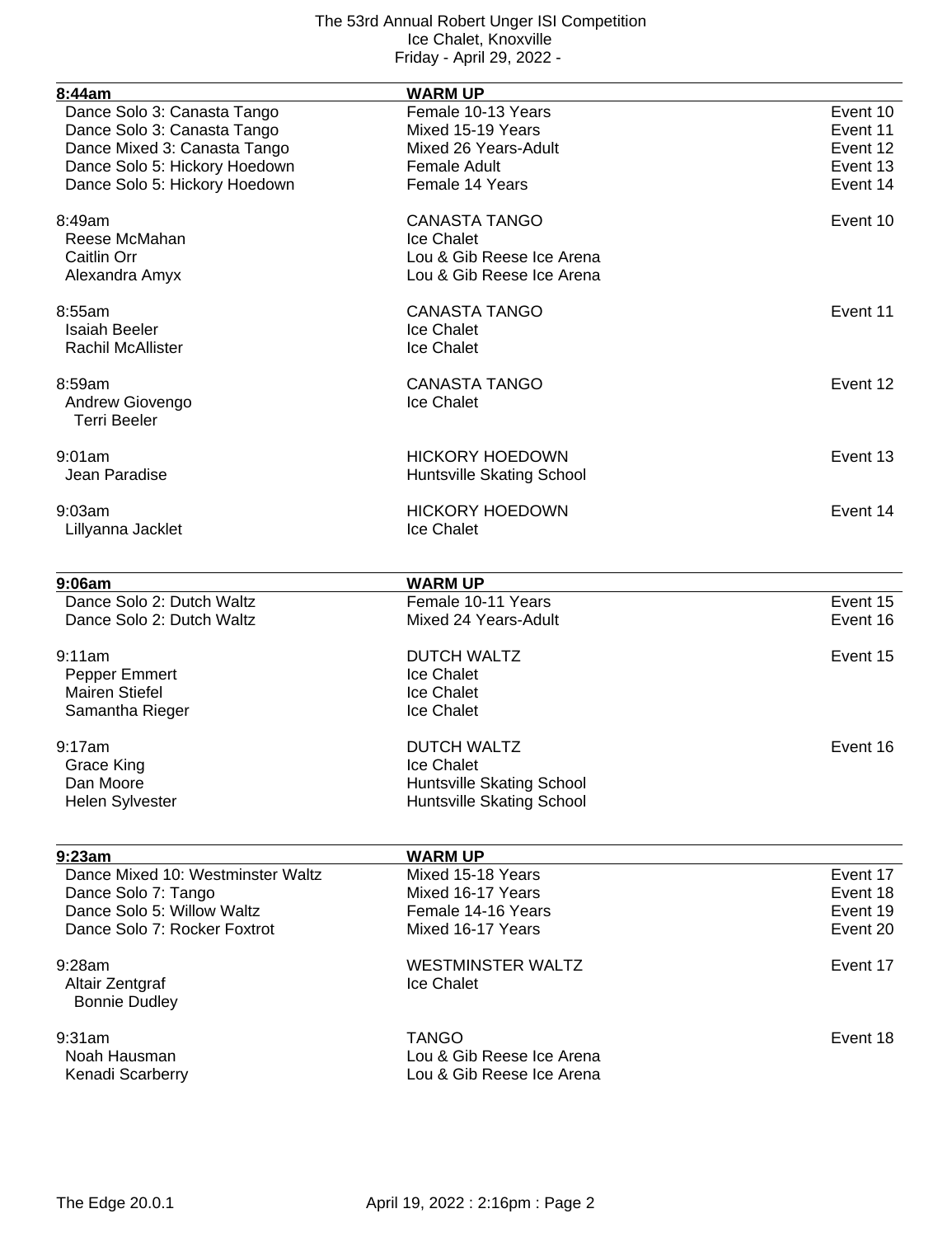| 8:44am | WARM UP | |
|---|---|---|
| Dance Solo 3: Canasta Tango | Female 10-13 Years | Event 10 |
| Dance Solo 3: Canasta Tango | Mixed 15-19 Years | Event 11 |
| Dance Mixed 3: Canasta Tango | Mixed 26 Years-Adult | Event 12 |
| Dance Solo 5: Hickory Hoedown | Female Adult | Event 13 |
| Dance Solo 5: Hickory Hoedown | Female 14 Years | Event 14 |

| 8:49am | CANASTA TANGO | Event 10 |
|---|---|---|
| Reese McMahan | Ice Chalet | |
| Caitlin Orr | Lou & Gib Reese Ice Arena | |
| Alexandra Amyx | Lou & Gib Reese Ice Arena | |

| 8:55am | CANASTA TANGO | Event 11 |
|---|---|---|
| Isaiah Beeler | Ice Chalet | |
| Rachil McAllister | Ice Chalet | |

| 8:59am | CANASTA TANGO | Event 12 |
|---|---|---|
| Andrew Giovengo / Terri Beeler | Ice Chalet | |

| 9:01am | HICKORY HOEDOWN | Event 13 |
|---|---|---|
| Jean Paradise | Huntsville Skating School | |

| 9:03am | HICKORY HOEDOWN | Event 14 |
|---|---|---|
| Lillyanna Jacklet | Ice Chalet | |

| 9:06am | WARM UP | |
|---|---|---|
| Dance Solo 2: Dutch Waltz | Female 10-11 Years | Event 15 |
| Dance Solo 2: Dutch Waltz | Mixed 24 Years-Adult | Event 16 |

| 9:11am | DUTCH WALTZ | Event 15 |
|---|---|---|
| Pepper Emmert | Ice Chalet | |
| Mairen Stiefel | Ice Chalet | |
| Samantha Rieger | Ice Chalet | |

| 9:17am | DUTCH WALTZ | Event 16 |
|---|---|---|
| Grace King | Ice Chalet | |
| Dan Moore | Huntsville Skating School | |
| Helen Sylvester | Huntsville Skating School | |

| 9:23am | WARM UP | |
|---|---|---|
| Dance Mixed 10: Westminster Waltz | Mixed 15-18 Years | Event 17 |
| Dance Solo 7: Tango | Mixed 16-17 Years | Event 18 |
| Dance Solo 5: Willow Waltz | Female 14-16 Years | Event 19 |
| Dance Solo 7: Rocker Foxtrot | Mixed 16-17 Years | Event 20 |

| 9:28am | WESTMINSTER WALTZ | Event 17 |
|---|---|---|
| Altair Zentgraf / Bonnie Dudley | Ice Chalet | |

| 9:31am | TANGO | Event 18 |
|---|---|---|
| Noah Hausman | Lou & Gib Reese Ice Arena | |
| Kenadi Scarberry | Lou & Gib Reese Ice Arena | |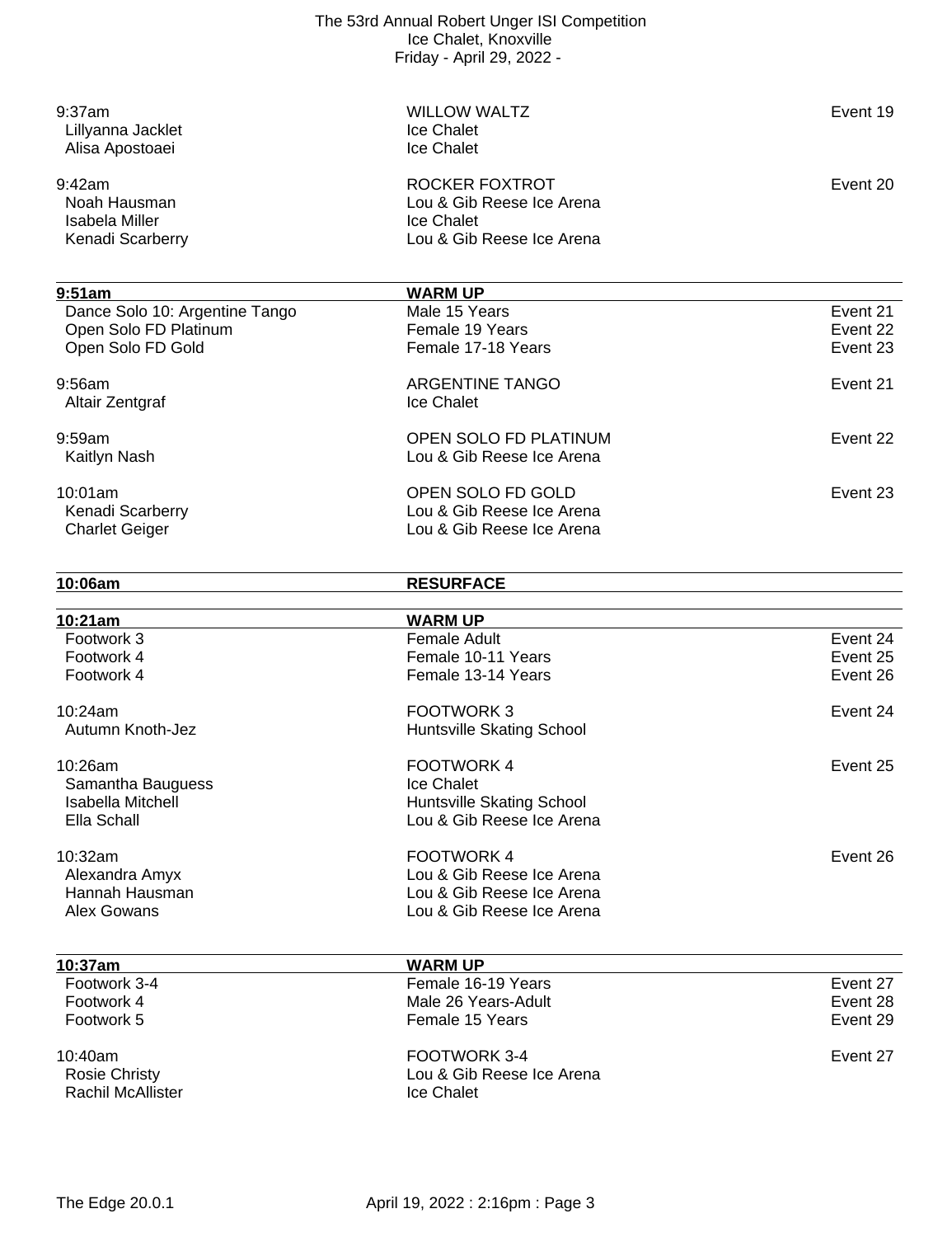| | | |
|---|---|---|
| 9:37am | WILLOW WALTZ | Event 19 |
| Lillyanna Jacklet | Ice Chalet | |
| Alisa Apostoaei | Ice Chalet | |
| | | |
| 9:42am | ROCKER FOXTROT | Event 20 |
| Noah Hausman | Lou & Gib Reese Ice Arena | |
| Isabela Miller | Ice Chalet | |
| Kenadi Scarberry | Lou & Gib Reese Ice Arena | |

| **9:51am** | **WARM UP** | |
|---|---|---|
| Dance Solo 10: Argentine Tango | Male 15 Years | Event 21 |
| Open Solo FD Platinum | Female 19 Years | Event 22 |
| Open Solo FD Gold | Female 17-18 Years | Event 23 |
| | | |
| 9:56am | ARGENTINE TANGO | Event 21 |
| Altair Zentgraf | Ice Chalet | |
| | | |
| 9:59am | OPEN SOLO FD PLATINUM | Event 22 |
| Kaitlyn Nash | Lou & Gib Reese Ice Arena | |
| | | |
| 10:01am | OPEN SOLO FD GOLD | Event 23 |
| Kenadi Scarberry | Lou & Gib Reese Ice Arena | |
| Charlet Geiger | Lou & Gib Reese Ice Arena | |

| **10:06am** | **RESURFACE** | |
|---|---|---|

| **10:21am** | **WARM UP** | |
|---|---|---|
| Footwork 3 | Female Adult | Event 24 |
| Footwork 4 | Female 10-11 Years | Event 25 |
| Footwork 4 | Female 13-14 Years | Event 26 |
| | | |
| 10:24am | FOOTWORK 3 | Event 24 |
| Autumn Knoth-Jez | Huntsville Skating School | |
| | | |
| 10:26am | FOOTWORK 4 | Event 25 |
| Samantha Bauguess | Ice Chalet | |
| Isabella Mitchell | Huntsville Skating School | |
| Ella Schall | Lou & Gib Reese Ice Arena | |
| | | |
| 10:32am | FOOTWORK 4 | Event 26 |
| Alexandra Amyx | Lou & Gib Reese Ice Arena | |
| Hannah Hausman | Lou & Gib Reese Ice Arena | |
| Alex Gowans | Lou & Gib Reese Ice Arena | |

| **10:37am** | **WARM UP** | |
|---|---|---|
| Footwork 3-4 | Female 16-19 Years | Event 27 |
| Footwork 4 | Male 26 Years-Adult | Event 28 |
| Footwork 5 | Female 15 Years | Event 29 |
| | | |
| 10:40am | FOOTWORK 3-4 | Event 27 |
| Rosie Christy | Lou & Gib Reese Ice Arena | |
| Rachil McAllister | Ice Chalet | |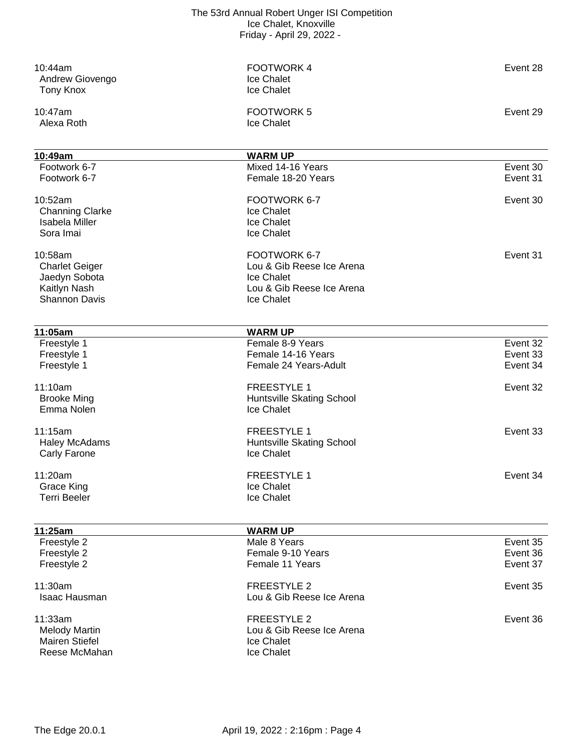| | | |
|---|---|---|
| 10:44am | FOOTWORK 4 | Event 28 |
| Andrew Giovengo | Ice Chalet | |
| Tony Knox | Ice Chalet | |
| | | |
| 10:47am | FOOTWORK 5 | Event 29 |
| Alexa Roth | Ice Chalet | |

| **10:49am** | **WARM UP** | |
|---|---|---|
| Footwork 6-7 | Mixed 14-16 Years | Event 30 |
| Footwork 6-7 | Female 18-20 Years | Event 31 |
| | | |
| 10:52am | FOOTWORK 6-7 | Event 30 |
| Channing Clarke | Ice Chalet | |
| Isabela Miller | Ice Chalet | |
| Sora Imai | Ice Chalet | |
| | | |
| 10:58am | FOOTWORK 6-7 | Event 31 |
| Charlet Geiger | Lou & Gib Reese Ice Arena | |
| Jaedyn Sobota | Ice Chalet | |
| Kaitlyn Nash | Lou & Gib Reese Ice Arena | |
| Shannon Davis | Ice Chalet | |

| **11:05am** | **WARM UP** | |
|---|---|---|
| Freestyle 1 | Female 8-9 Years | Event 32 |
| Freestyle 1 | Female 14-16 Years | Event 33 |
| Freestyle 1 | Female 24 Years-Adult | Event 34 |
| | | |
| 11:10am | FREESTYLE 1 | Event 32 |
| Brooke Ming | Huntsville Skating School | |
| Emma Nolen | Ice Chalet | |
| | | |
| 11:15am | FREESTYLE 1 | Event 33 |
| Haley McAdams | Huntsville Skating School | |
| Carly Farone | Ice Chalet | |
| | | |
| 11:20am | FREESTYLE 1 | Event 34 |
| Grace King | Ice Chalet | |
| Terri Beeler | Ice Chalet | |

| **11:25am** | **WARM UP** | |
|---|---|---|
| Freestyle 2 | Male 8 Years | Event 35 |
| Freestyle 2 | Female 9-10 Years | Event 36 |
| Freestyle 2 | Female 11 Years | Event 37 |
| | | |
| 11:30am | FREESTYLE 2 | Event 35 |
| Isaac Hausman | Lou & Gib Reese Ice Arena | |
| | | |
| 11:33am | FREESTYLE 2 | Event 36 |
| Melody Martin | Lou & Gib Reese Ice Arena | |
| Mairen Stiefel | Ice Chalet | |
| Reese McMahan | Ice Chalet | |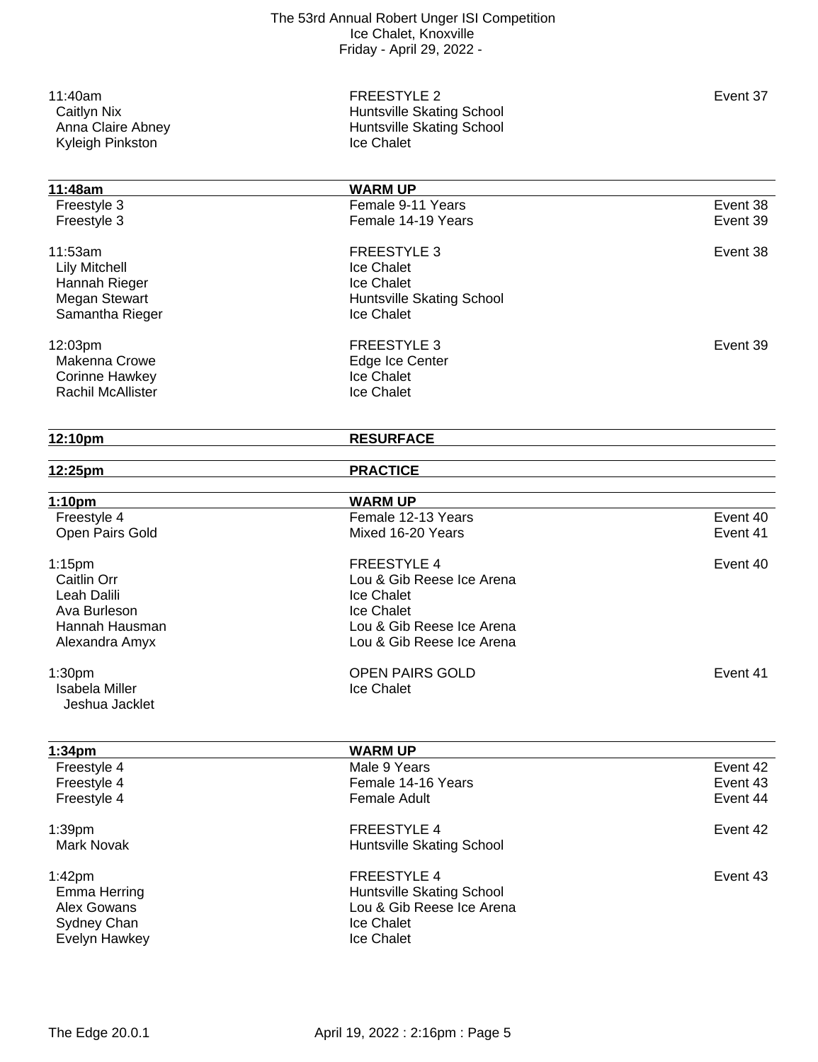| | | |
|---|---|---|
| 11:40am | FREESTYLE 2 | Event 37 |
| Caitlyn Nix | Huntsville Skating School | |
| Anna Claire Abney | Huntsville Skating School | |
| Kyleigh Pinkston | Ice Chalet | |

| **11:48am** | **WARM UP** | |
|---|---|---|
| Freestyle 3 | Female 9-11 Years | Event 38 |
| Freestyle 3 | Female 14-19 Years | Event 39 |

| | | |
|---|---|---|
| 11:53am | FREESTYLE 3 | Event 38 |
| Lily Mitchell | Ice Chalet | |
| Hannah Rieger | Ice Chalet | |
| Megan Stewart | Huntsville Skating School | |
| Samantha Rieger | Ice Chalet | |

| | | |
|---|---|---|
| 12:03pm | FREESTYLE 3 | Event 39 |
| Makenna Crowe | Edge Ice Center | |
| Corinne Hawkey | Ice Chalet | |
| Rachil McAllister | Ice Chalet | |

| **12:10pm** | **RESURFACE** |
|---|---|

| **12:25pm** | **PRACTICE** |
|---|---|

| **1:10pm** | **WARM UP** | |
|---|---|---|
| Freestyle 4 | Female 12-13 Years | Event 40 |
| Open Pairs Gold | Mixed 16-20 Years | Event 41 |

| | | |
|---|---|---|
| 1:15pm | FREESTYLE 4 | Event 40 |
| Caitlin Orr | Lou & Gib Reese Ice Arena | |
| Leah Dalili | Ice Chalet | |
| Ava Burleson | Ice Chalet | |
| Hannah Hausman | Lou & Gib Reese Ice Arena | |
| Alexandra Amyx | Lou & Gib Reese Ice Arena | |

| | | |
|---|---|---|
| 1:30pm | OPEN PAIRS GOLD | Event 41 |
| Isabela Miller / Jeshua Jacklet | Ice Chalet | |

| **1:34pm** | **WARM UP** | |
|---|---|---|
| Freestyle 4 | Male 9 Years | Event 42 |
| Freestyle 4 | Female 14-16 Years | Event 43 |
| Freestyle 4 | Female Adult | Event 44 |

| | | |
|---|---|---|
| 1:39pm | FREESTYLE 4 | Event 42 |
| Mark Novak | Huntsville Skating School | |

| | | |
|---|---|---|
| 1:42pm | FREESTYLE 4 | Event 43 |
| Emma Herring | Huntsville Skating School | |
| Alex Gowans | Lou & Gib Reese Ice Arena | |
| Sydney Chan | Ice Chalet | |
| Evelyn Hawkey | Ice Chalet | |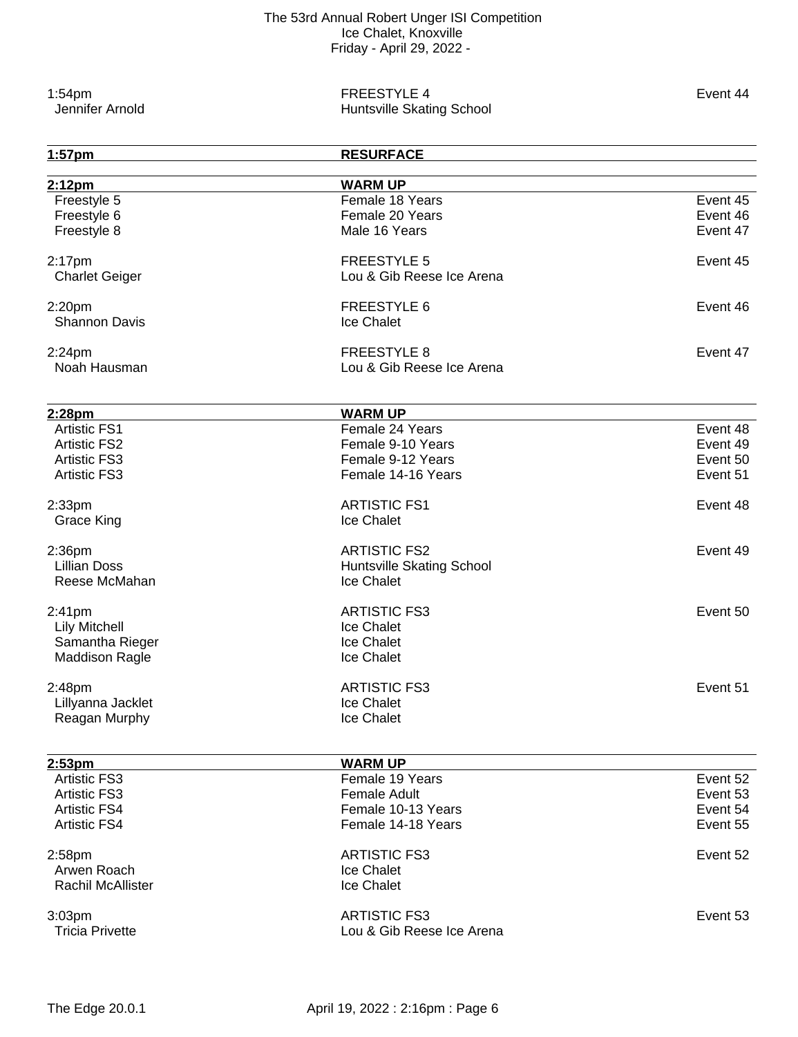| | | |
|---|---|---|
| 1:54pm | FREESTYLE 4 | Event 44 |
| Jennifer Arnold | Huntsville Skating School | |

| **1:57pm** | **RESURFACE** | |
|---|---|---|

| **2:12pm** | **WARM UP** | |
|---|---|---|
| Freestyle 5 | Female 18 Years | Event 45 |
| Freestyle 6 | Female 20 Years | Event 46 |
| Freestyle 8 | Male 16 Years | Event 47 |

| | | |
|---|---|---|
| 2:17pm | FREESTYLE 5 | Event 45 |
| Charlet Geiger | Lou & Gib Reese Ice Arena | |
| | | |
| 2:20pm | FREESTYLE 6 | Event 46 |
| Shannon Davis | Ice Chalet | |
| | | |
| 2:24pm | FREESTYLE 8 | Event 47 |
| Noah Hausman | Lou & Gib Reese Ice Arena | |

| **2:28pm** | **WARM UP** | |
|---|---|---|
| Artistic FS1 | Female 24 Years | Event 48 |
| Artistic FS2 | Female 9-10 Years | Event 49 |
| Artistic FS3 | Female 9-12 Years | Event 50 |
| Artistic FS3 | Female 14-16 Years | Event 51 |

| | | |
|---|---|---|
| 2:33pm | ARTISTIC FS1 | Event 48 |
| Grace King | Ice Chalet | |
| | | |
| 2:36pm | ARTISTIC FS2 | Event 49 |
| Lillian Doss | Huntsville Skating School | |
| Reese McMahan | Ice Chalet | |
| | | |
| 2:41pm | ARTISTIC FS3 | Event 50 |
| Lily Mitchell | Ice Chalet | |
| Samantha Rieger | Ice Chalet | |
| Maddison Ragle | Ice Chalet | |
| | | |
| 2:48pm | ARTISTIC FS3 | Event 51 |
| Lillyanna Jacklet | Ice Chalet | |
| Reagan Murphy | Ice Chalet | |

| **2:53pm** | **WARM UP** | |
|---|---|---|
| Artistic FS3 | Female 19 Years | Event 52 |
| Artistic FS3 | Female Adult | Event 53 |
| Artistic FS4 | Female 10-13 Years | Event 54 |
| Artistic FS4 | Female 14-18 Years | Event 55 |

| | | |
|---|---|---|
| 2:58pm | ARTISTIC FS3 | Event 52 |
| Arwen Roach | Ice Chalet | |
| Rachil McAllister | Ice Chalet | |
| | | |
| 3:03pm | ARTISTIC FS3 | Event 53 |
| Tricia Privette | Lou & Gib Reese Ice Arena | |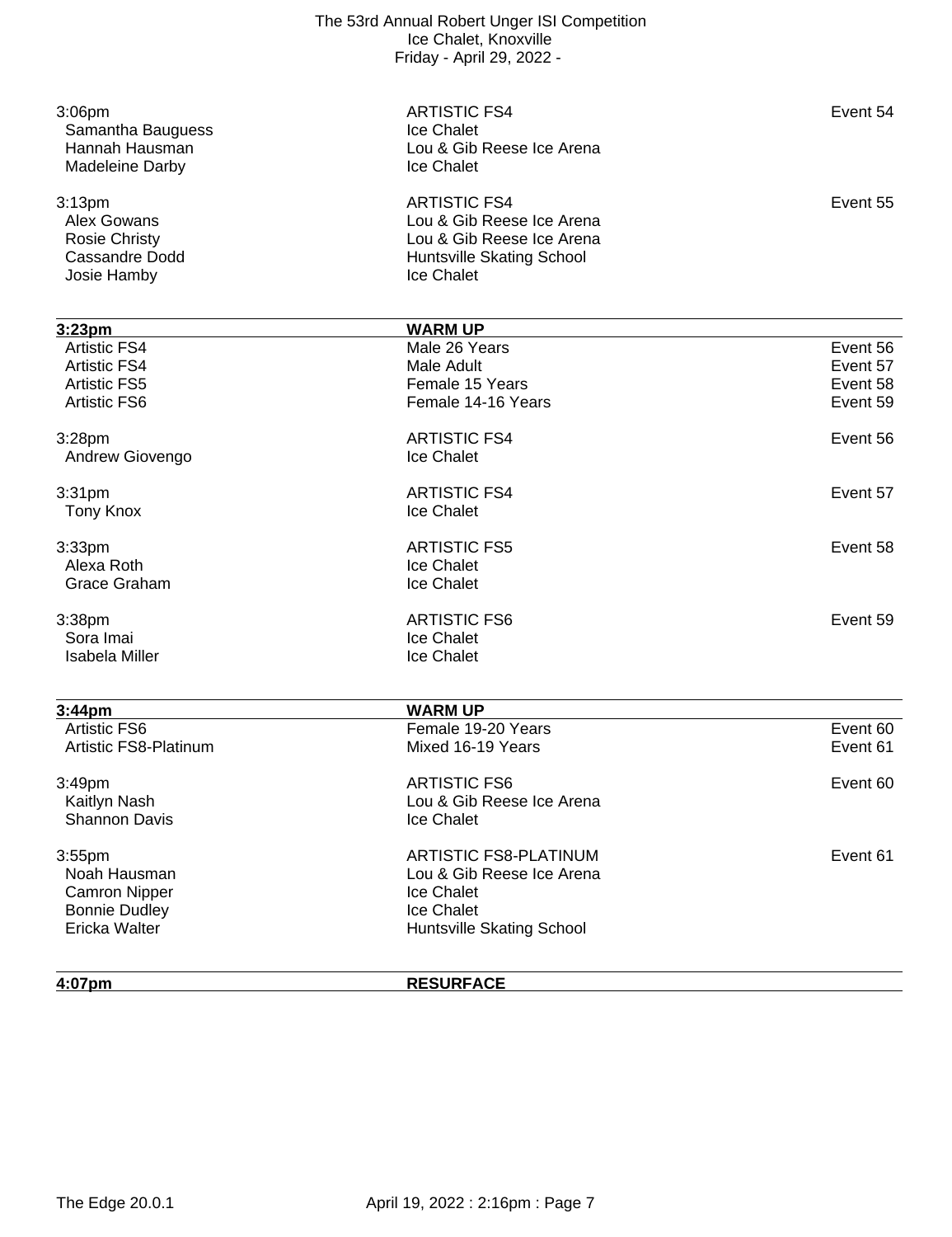| | | |
|---|---|---|
| 3:06pm | ARTISTIC FS4 | Event 54 |
| Samantha Bauguess | Ice Chalet | |
| Hannah Hausman | Lou & Gib Reese Ice Arena | |
| Madeleine Darby | Ice Chalet | |
| | | |
| 3:13pm | ARTISTIC FS4 | Event 55 |
| Alex Gowans | Lou & Gib Reese Ice Arena | |
| Rosie Christy | Lou & Gib Reese Ice Arena | |
| Cassandre Dodd | Huntsville Skating School | |
| Josie Hamby | Ice Chalet | |

| **3:23pm** | **WARM UP** | |
|---|---|---|
| Artistic FS4 | Male 26 Years | Event 56 |
| Artistic FS4 | Male Adult | Event 57 |
| Artistic FS5 | Female 15 Years | Event 58 |
| Artistic FS6 | Female 14-16 Years | Event 59 |
| | | |
| 3:28pm | ARTISTIC FS4 | Event 56 |
| Andrew Giovengo | Ice Chalet | |
| | | |
| 3:31pm | ARTISTIC FS4 | Event 57 |
| Tony Knox | Ice Chalet | |
| | | |
| 3:33pm | ARTISTIC FS5 | Event 58 |
| Alexa Roth | Ice Chalet | |
| Grace Graham | Ice Chalet | |
| | | |
| 3:38pm | ARTISTIC FS6 | Event 59 |
| Sora Imai | Ice Chalet | |
| Isabela Miller | Ice Chalet | |

| **3:44pm** | **WARM UP** | |
|---|---|---|
| Artistic FS6 | Female 19-20 Years | Event 60 |
| Artistic FS8-Platinum | Mixed 16-19 Years | Event 61 |
| | | |
| 3:49pm | ARTISTIC FS6 | Event 60 |
| Kaitlyn Nash | Lou & Gib Reese Ice Arena | |
| Shannon Davis | Ice Chalet | |
| | | |
| 3:55pm | ARTISTIC FS8-PLATINUM | Event 61 |
| Noah Hausman | Lou & Gib Reese Ice Arena | |
| Camron Nipper | Ice Chalet | |
| Bonnie Dudley | Ice Chalet | |
| Ericka Walter | Huntsville Skating School | |

| **4:07pm** | **RESURFACE** |
|---|---|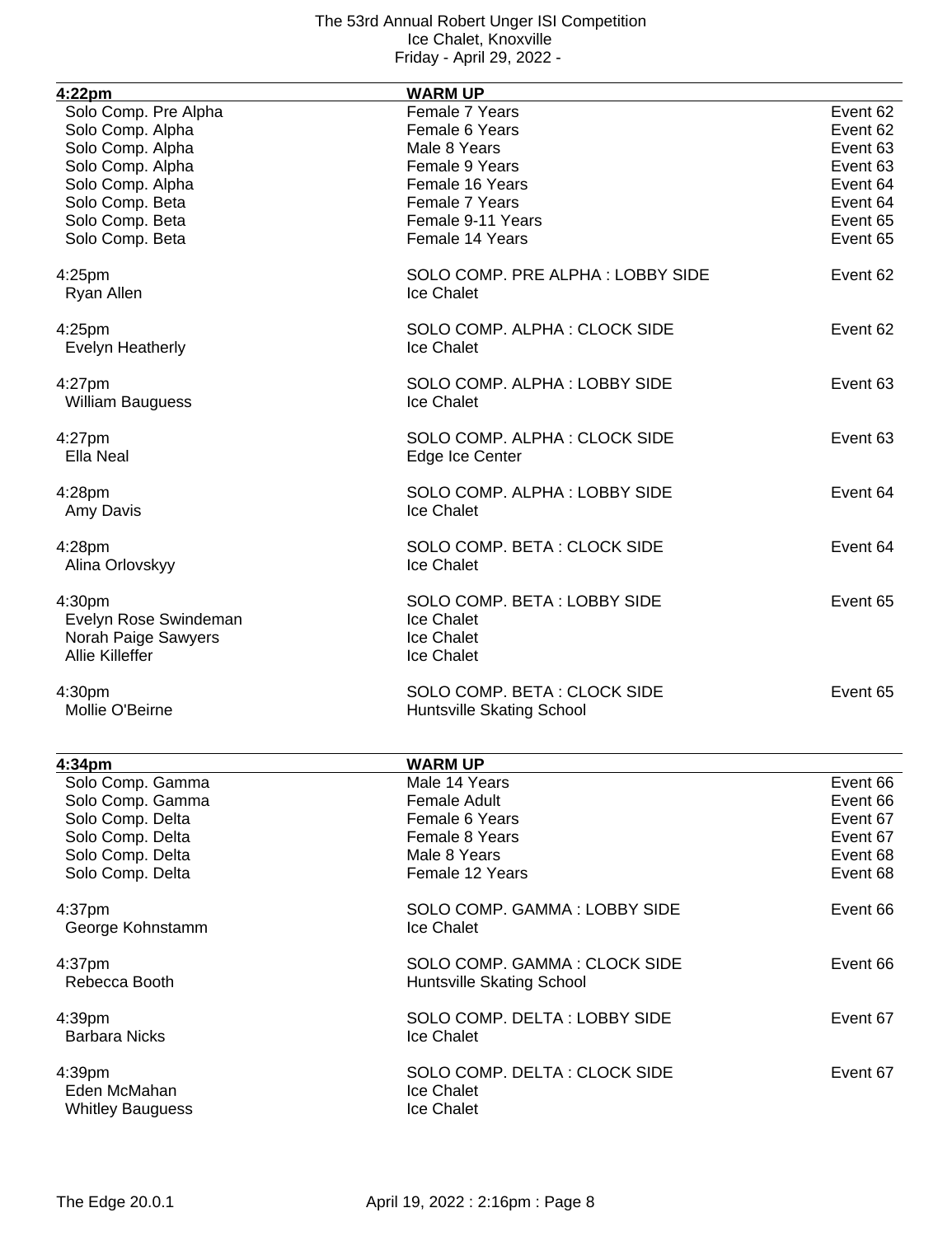| 4:22pm | WARM UP | |
|---|---|---|
| Solo Comp. Pre Alpha | Female 7 Years | Event 62 |
| Solo Comp. Alpha | Female 6 Years | Event 62 |
| Solo Comp. Alpha | Male 8 Years | Event 63 |
| Solo Comp. Alpha | Female 9 Years | Event 63 |
| Solo Comp. Alpha | Female 16 Years | Event 64 |
| Solo Comp. Beta | Female 7 Years | Event 64 |
| Solo Comp. Beta | Female 9-11 Years | Event 65 |
| Solo Comp. Beta | Female 14 Years | Event 65 |

4:25pm — SOLO COMP. PRE ALPHA : LOBBY SIDE — Event 62
Ryan Allen — Ice Chalet

4:25pm — SOLO COMP. ALPHA : CLOCK SIDE — Event 62
Evelyn Heatherly — Ice Chalet

4:27pm — SOLO COMP. ALPHA : LOBBY SIDE — Event 63
William Bauguess — Ice Chalet

4:27pm — SOLO COMP. ALPHA : CLOCK SIDE — Event 63
Ella Neal — Edge Ice Center

4:28pm — SOLO COMP. ALPHA : LOBBY SIDE — Event 64
Amy Davis — Ice Chalet

4:28pm — SOLO COMP. BETA : CLOCK SIDE — Event 64
Alina Orlovskyy — Ice Chalet

4:30pm — SOLO COMP. BETA : LOBBY SIDE — Event 65
Evelyn Rose Swindeman — Ice Chalet
Norah Paige Sawyers — Ice Chalet
Allie Killeffer — Ice Chalet

4:30pm — SOLO COMP. BETA : CLOCK SIDE — Event 65
Mollie O'Beirne — Huntsville Skating School

| 4:34pm | WARM UP | |
|---|---|---|
| Solo Comp. Gamma | Male 14 Years | Event 66 |
| Solo Comp. Gamma | Female Adult | Event 66 |
| Solo Comp. Delta | Female 6 Years | Event 67 |
| Solo Comp. Delta | Female 8 Years | Event 67 |
| Solo Comp. Delta | Male 8 Years | Event 68 |
| Solo Comp. Delta | Female 12 Years | Event 68 |

4:37pm — SOLO COMP. GAMMA : LOBBY SIDE — Event 66
George Kohnstamm — Ice Chalet

4:37pm — SOLO COMP. GAMMA : CLOCK SIDE — Event 66
Rebecca Booth — Huntsville Skating School

4:39pm — SOLO COMP. DELTA : LOBBY SIDE — Event 67
Barbara Nicks — Ice Chalet

4:39pm — SOLO COMP. DELTA : CLOCK SIDE — Event 67
Eden McMahan — Ice Chalet
Whitley Bauguess — Ice Chalet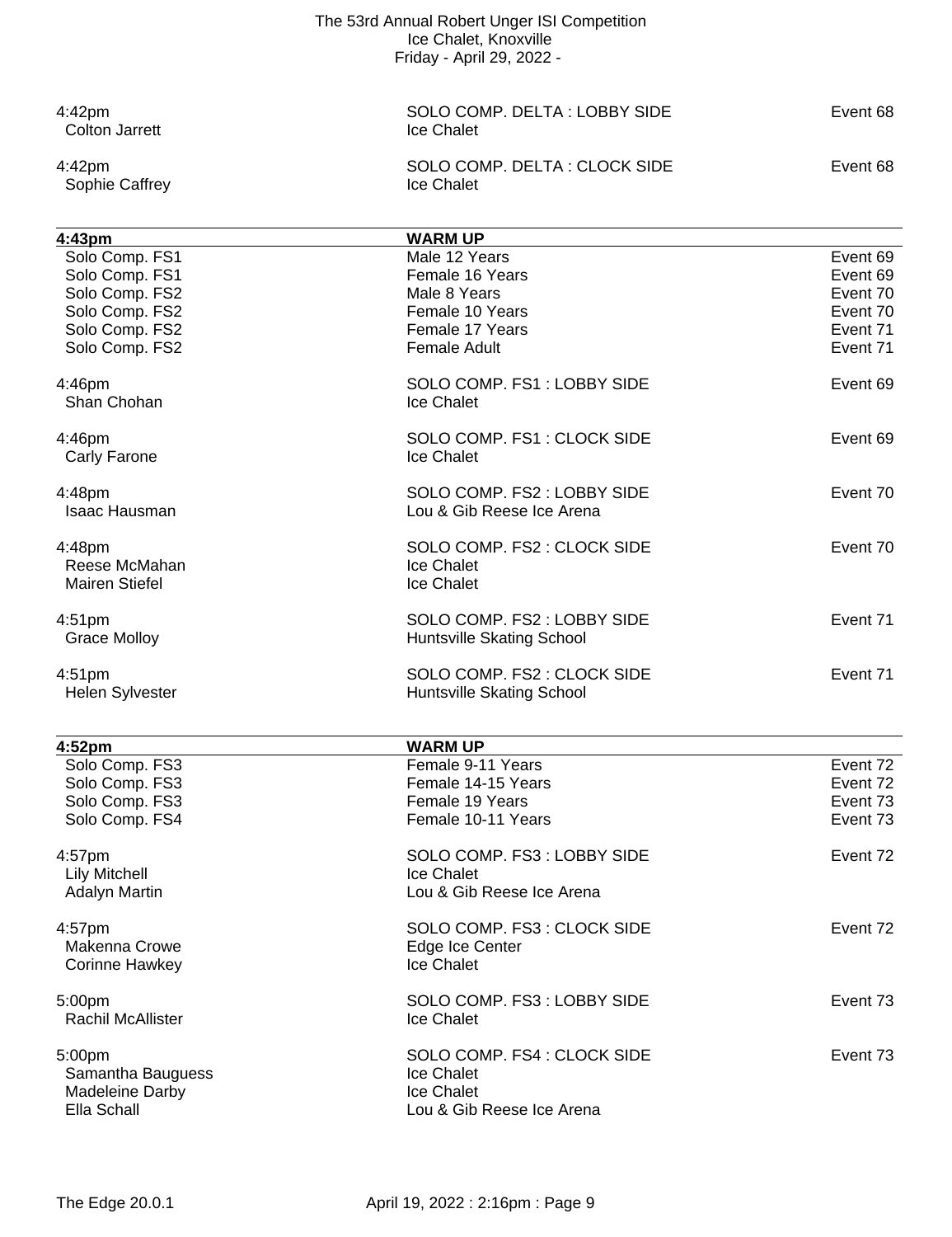| | | |
|---|---|---|
| 4:42pm | SOLO COMP. DELTA : LOBBY SIDE | Event 68 |
| Colton Jarrett | Ice Chalet | |
| 4:42pm | SOLO COMP. DELTA : CLOCK SIDE | Event 68 |
| Sophie Caffrey | Ice Chalet | |

| **4:43pm** | **WARM UP** | |
|---|---|---|
| Solo Comp. FS1 | Male 12 Years | Event 69 |
| Solo Comp. FS1 | Female 16 Years | Event 69 |
| Solo Comp. FS2 | Male 8 Years | Event 70 |
| Solo Comp. FS2 | Female 10 Years | Event 70 |
| Solo Comp. FS2 | Female 17 Years | Event 71 |
| Solo Comp. FS2 | Female Adult | Event 71 |

| | | |
|---|---|---|
| 4:46pm | SOLO COMP. FS1 : LOBBY SIDE | Event 69 |
| Shan Chohan | Ice Chalet | |
| 4:46pm | SOLO COMP. FS1 : CLOCK SIDE | Event 69 |
| Carly Farone | Ice Chalet | |
| 4:48pm | SOLO COMP. FS2 : LOBBY SIDE | Event 70 |
| Isaac Hausman | Lou & Gib Reese Ice Arena | |
| 4:48pm | SOLO COMP. FS2 : CLOCK SIDE | Event 70 |
| Reese McMahan | Ice Chalet | |
| Mairen Stiefel | Ice Chalet | |
| 4:51pm | SOLO COMP. FS2 : LOBBY SIDE | Event 71 |
| Grace Molloy | Huntsville Skating School | |
| 4:51pm | SOLO COMP. FS2 : CLOCK SIDE | Event 71 |
| Helen Sylvester | Huntsville Skating School | |

| **4:52pm** | **WARM UP** | |
|---|---|---|
| Solo Comp. FS3 | Female 9-11 Years | Event 72 |
| Solo Comp. FS3 | Female 14-15 Years | Event 72 |
| Solo Comp. FS3 | Female 19 Years | Event 73 |
| Solo Comp. FS4 | Female 10-11 Years | Event 73 |

| | | |
|---|---|---|
| 4:57pm | SOLO COMP. FS3 : LOBBY SIDE | Event 72 |
| Lily Mitchell | Ice Chalet | |
| Adalyn Martin | Lou & Gib Reese Ice Arena | |
| 4:57pm | SOLO COMP. FS3 : CLOCK SIDE | Event 72 |
| Makenna Crowe | Edge Ice Center | |
| Corinne Hawkey | Ice Chalet | |
| 5:00pm | SOLO COMP. FS3 : LOBBY SIDE | Event 73 |
| Rachil McAllister | Ice Chalet | |
| 5:00pm | SOLO COMP. FS4 : CLOCK SIDE | Event 73 |
| Samantha Bauguess | Ice Chalet | |
| Madeleine Darby | Ice Chalet | |
| Ella Schall | Lou & Gib Reese Ice Arena | |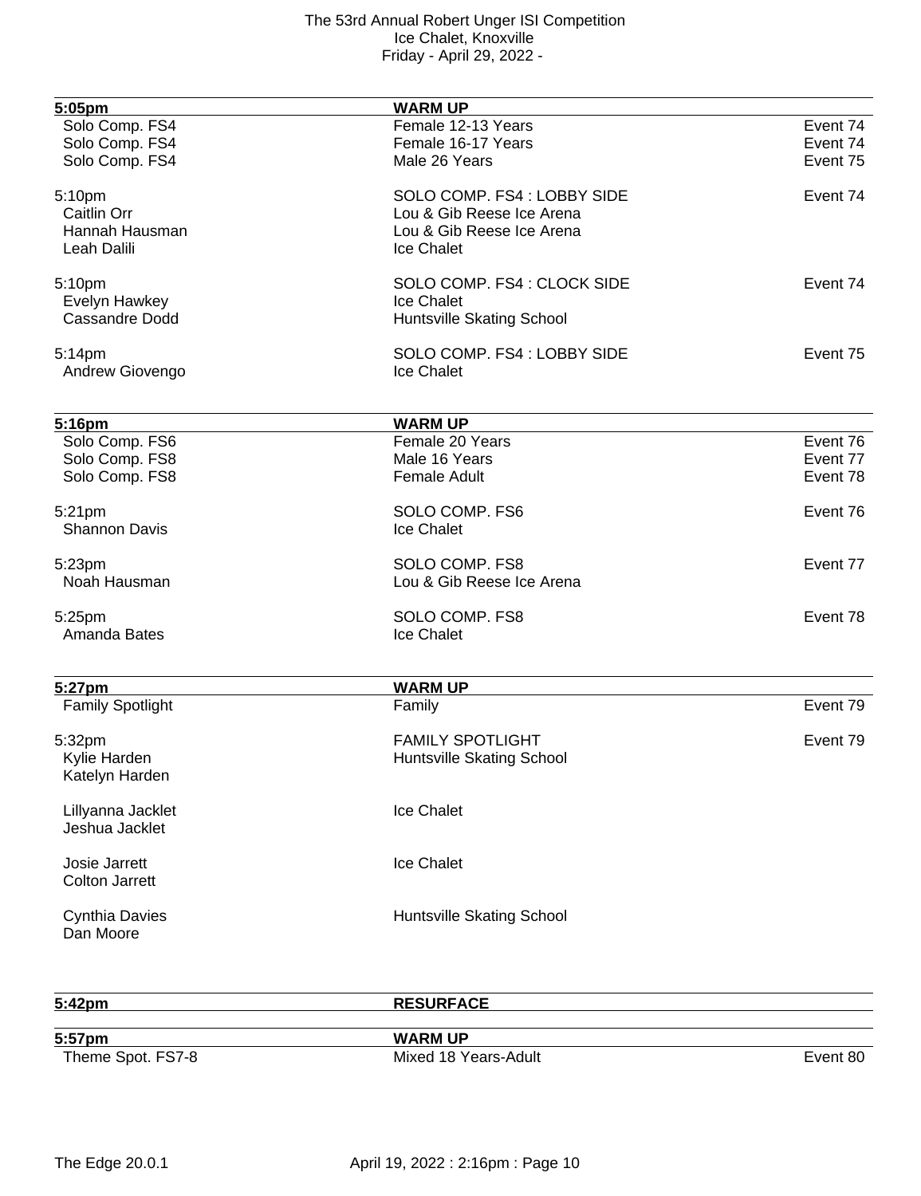| 5:05pm | WARM UP | |
|---|---|---|
| Solo Comp. FS4 | Female 12-13 Years | Event 74 |
| Solo Comp. FS4 | Female 16-17 Years | Event 74 |
| Solo Comp. FS4 | Male 26 Years | Event 75 |

| 5:10pm | SOLO COMP. FS4 : LOBBY SIDE | Event 74 |
|---|---|---|
| Caitlin Orr | Lou & Gib Reese Ice Arena | |
| Hannah Hausman | Lou & Gib Reese Ice Arena | |
| Leah Dalili | Ice Chalet | |

| 5:10pm | SOLO COMP. FS4 : CLOCK SIDE | Event 74 |
|---|---|---|
| Evelyn Hawkey | Ice Chalet | |
| Cassandre Dodd | Huntsville Skating School | |

| 5:14pm | SOLO COMP. FS4 : LOBBY SIDE | Event 75 |
|---|---|---|
| Andrew Giovengo | Ice Chalet | |

| 5:16pm | WARM UP | |
|---|---|---|
| Solo Comp. FS6 | Female 20 Years | Event 76 |
| Solo Comp. FS8 | Male 16 Years | Event 77 |
| Solo Comp. FS8 | Female Adult | Event 78 |

| 5:21pm | SOLO COMP. FS6 | Event 76 |
|---|---|---|
| Shannon Davis | Ice Chalet | |

| 5:23pm | SOLO COMP. FS8 | Event 77 |
|---|---|---|
| Noah Hausman | Lou & Gib Reese Ice Arena | |

| 5:25pm | SOLO COMP. FS8 | Event 78 |
|---|---|---|
| Amanda Bates | Ice Chalet | |

| 5:27pm | WARM UP | |
|---|---|---|
| Family Spotlight | Family | Event 79 |

| 5:32pm | FAMILY SPOTLIGHT | Event 79 |
|---|---|---|
| Kylie Harden<br>Katelyn Harden | Huntsville Skating School | |
| Lillyanna Jacklet<br>Jeshua Jacklet | Ice Chalet | |
| Josie Jarrett<br>Colton Jarrett | Ice Chalet | |
| Cynthia Davies<br>Dan Moore | Huntsville Skating School | |

| 5:42pm | RESURFACE | |
|---|---|---|

| 5:57pm | WARM UP | |
|---|---|---|
| Theme Spot. FS7-8 | Mixed 18 Years-Adult | Event 80 |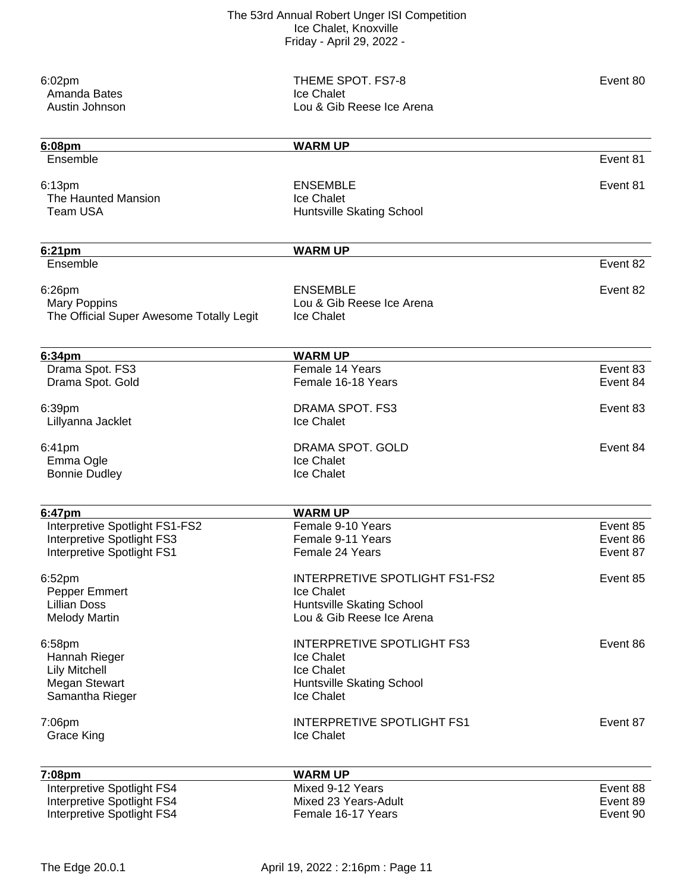| | | |
|---|---|---|
| 6:02pm | THEME SPOT. FS7-8 | Event 80 |
| Amanda Bates | Ice Chalet | |
| Austin Johnson | Lou & Gib Reese Ice Arena | |

| **6:08pm** | **WARM UP** | |
|---|---|---|
| Ensemble | | Event 81 |
| | | |
| 6:13pm | ENSEMBLE | Event 81 |
| The Haunted Mansion | Ice Chalet | |
| Team USA | Huntsville Skating School | |

| **6:21pm** | **WARM UP** | |
|---|---|---|
| Ensemble | | Event 82 |
| | | |
| 6:26pm | ENSEMBLE | Event 82 |
| Mary Poppins | Lou & Gib Reese Ice Arena | |
| The Official Super Awesome Totally Legit | Ice Chalet | |

| **6:34pm** | **WARM UP** | |
|---|---|---|
| Drama Spot. FS3 | Female 14 Years | Event 83 |
| Drama Spot. Gold | Female 16-18 Years | Event 84 |
| | | |
| 6:39pm | DRAMA SPOT. FS3 | Event 83 |
| Lillyanna Jacklet | Ice Chalet | |
| | | |
| 6:41pm | DRAMA SPOT. GOLD | Event 84 |
| Emma Ogle | Ice Chalet | |
| Bonnie Dudley | Ice Chalet | |

| **6:47pm** | **WARM UP** | |
|---|---|---|
| Interpretive Spotlight FS1-FS2 | Female 9-10 Years | Event 85 |
| Interpretive Spotlight FS3 | Female 9-11 Years | Event 86 |
| Interpretive Spotlight FS1 | Female 24 Years | Event 87 |
| | | |
| 6:52pm | INTERPRETIVE SPOTLIGHT FS1-FS2 | Event 85 |
| Pepper Emmert | Ice Chalet | |
| Lillian Doss | Huntsville Skating School | |
| Melody Martin | Lou & Gib Reese Ice Arena | |
| | | |
| 6:58pm | INTERPRETIVE SPOTLIGHT FS3 | Event 86 |
| Hannah Rieger | Ice Chalet | |
| Lily Mitchell | Ice Chalet | |
| Megan Stewart | Huntsville Skating School | |
| Samantha Rieger | Ice Chalet | |
| | | |
| 7:06pm | INTERPRETIVE SPOTLIGHT FS1 | Event 87 |
| Grace King | Ice Chalet | |

| **7:08pm** | **WARM UP** | |
|---|---|---|
| Interpretive Spotlight FS4 | Mixed 9-12 Years | Event 88 |
| Interpretive Spotlight FS4 | Mixed 23 Years-Adult | Event 89 |
| Interpretive Spotlight FS4 | Female 16-17 Years | Event 90 |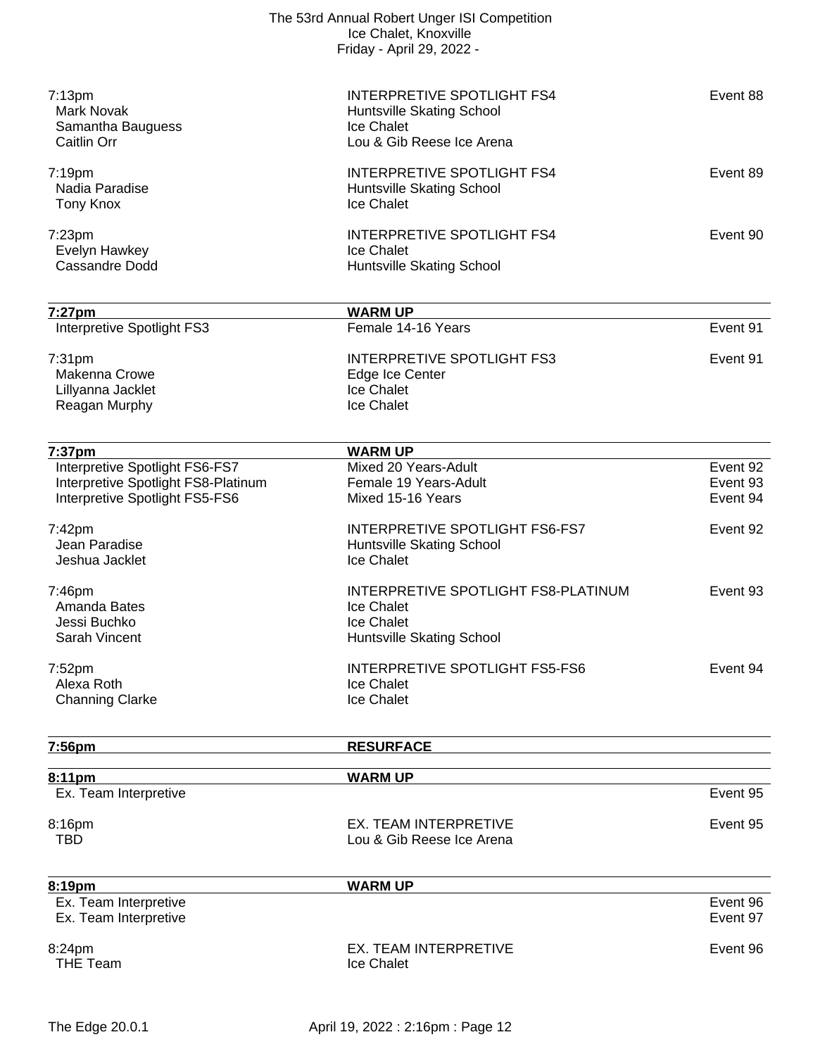| Time / Skater | Event / Club | Event # |
|---|---|---|
| 7:13pm | INTERPRETIVE SPOTLIGHT FS4 | Event 88 |
| Mark Novak | Huntsville Skating School | |
| Samantha Bauguess | Ice Chalet | |
| Caitlin Orr | Lou & Gib Reese Ice Arena | |
| 7:19pm | INTERPRETIVE SPOTLIGHT FS4 | Event 89 |
| Nadia Paradise | Huntsville Skating School | |
| Tony Knox | Ice Chalet | |
| 7:23pm | INTERPRETIVE SPOTLIGHT FS4 | Event 90 |
| Evelyn Hawkey | Ice Chalet | |
| Cassandre Dodd | Huntsville Skating School | |

| 7:27pm | WARM UP | |
|---|---|---|
| Interpretive Spotlight FS3 | Female 14-16 Years | Event 91 |
| 7:31pm | INTERPRETIVE SPOTLIGHT FS3 | Event 91 |
| Makenna Crowe | Edge Ice Center | |
| Lillyanna Jacklet | Ice Chalet | |
| Reagan Murphy | Ice Chalet | |

| 7:37pm | WARM UP | |
|---|---|---|
| Interpretive Spotlight FS6-FS7 | Mixed 20 Years-Adult | Event 92 |
| Interpretive Spotlight FS8-Platinum | Female 19 Years-Adult | Event 93 |
| Interpretive Spotlight FS5-FS6 | Mixed 15-16 Years | Event 94 |
| 7:42pm | INTERPRETIVE SPOTLIGHT FS6-FS7 | Event 92 |
| Jean Paradise | Huntsville Skating School | |
| Jeshua Jacklet | Ice Chalet | |
| 7:46pm | INTERPRETIVE SPOTLIGHT FS8-PLATINUM | Event 93 |
| Amanda Bates | Ice Chalet | |
| Jessi Buchko | Ice Chalet | |
| Sarah Vincent | Huntsville Skating School | |
| 7:52pm | INTERPRETIVE SPOTLIGHT FS5-FS6 | Event 94 |
| Alexa Roth | Ice Chalet | |
| Channing Clarke | Ice Chalet | |

| 7:56pm | RESURFACE | |
|---|---|---|

| 8:11pm | WARM UP | |
|---|---|---|
| Ex. Team Interpretive | | Event 95 |
| 8:16pm | EX. TEAM INTERPRETIVE | Event 95 |
| TBD | Lou & Gib Reese Ice Arena | |

| 8:19pm | WARM UP | |
|---|---|---|
| Ex. Team Interpretive | | Event 96 |
| Ex. Team Interpretive | | Event 97 |
| 8:24pm | EX. TEAM INTERPRETIVE | Event 96 |
| THE Team | Ice Chalet | |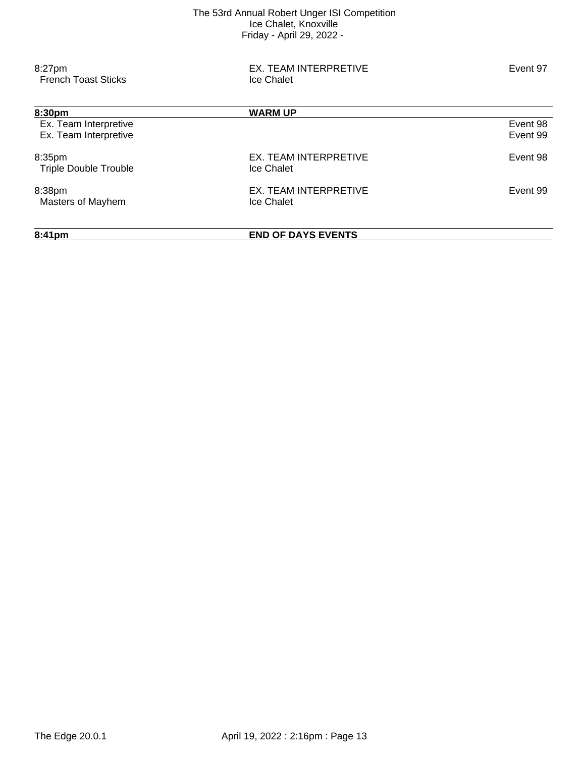| | | |
|---|---|---|
| 8:27pm<br>French Toast Sticks | EX. TEAM INTERPRETIVE<br>Ice Chalet | Event 97 |
| **8:30pm** | **WARM UP** | |
| Ex. Team Interpretive | | Event 98 |
| Ex. Team Interpretive | | Event 99 |
| 8:35pm<br>Triple Double Trouble | EX. TEAM INTERPRETIVE<br>Ice Chalet | Event 98 |
| 8:38pm<br>Masters of Mayhem | EX. TEAM INTERPRETIVE<br>Ice Chalet | Event 99 |
| **8:41pm** | **END OF DAYS EVENTS** | |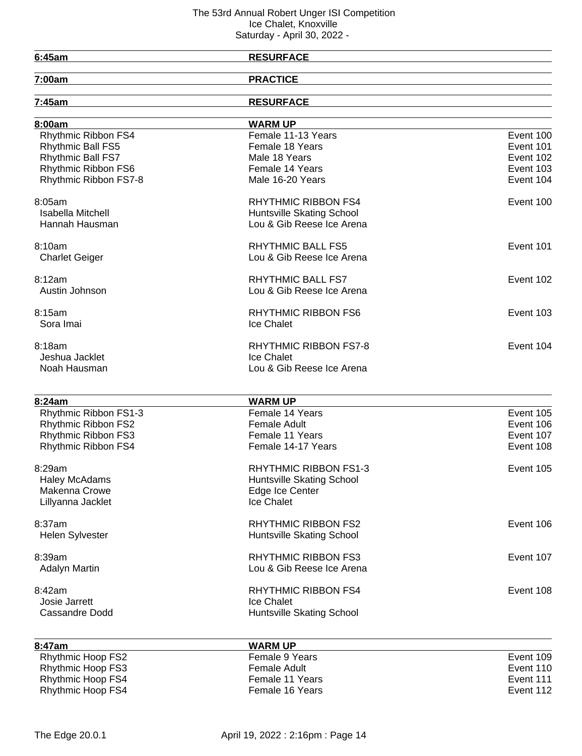# The 53rd Annual Robert Unger ISI Competition
Ice Chalet, Knoxville
Saturday - April 30, 2022 -

| | | |
|---|---|---|
| **6:45am** | **RESURFACE** | |
| **7:00am** | **PRACTICE** | |
| **7:45am** | **RESURFACE** | |
| **8:00am** | **WARM UP** | |
| Rhythmic Ribbon FS4 | Female 11-13 Years | Event 100 |
| Rhythmic Ball FS5 | Female 18 Years | Event 101 |
| Rhythmic Ball FS7 | Male 18 Years | Event 102 |
| Rhythmic Ribbon FS6 | Female 14 Years | Event 103 |
| Rhythmic Ribbon FS7-8 | Male 16-20 Years | Event 104 |
| 8:05am | RHYTHMIC RIBBON FS4 | Event 100 |
| Isabella Mitchell | Huntsville Skating School | |
| Hannah Hausman | Lou & Gib Reese Ice Arena | |
| 8:10am | RHYTHMIC BALL FS5 | Event 101 |
| Charlet Geiger | Lou & Gib Reese Ice Arena | |
| 8:12am | RHYTHMIC BALL FS7 | Event 102 |
| Austin Johnson | Lou & Gib Reese Ice Arena | |
| 8:15am | RHYTHMIC RIBBON FS6 | Event 103 |
| Sora Imai | Ice Chalet | |
| 8:18am | RHYTHMIC RIBBON FS7-8 | Event 104 |
| Jeshua Jacklet | Ice Chalet | |
| Noah Hausman | Lou & Gib Reese Ice Arena | |
| **8:24am** | **WARM UP** | |
| Rhythmic Ribbon FS1-3 | Female 14 Years | Event 105 |
| Rhythmic Ribbon FS2 | Female Adult | Event 106 |
| Rhythmic Ribbon FS3 | Female 11 Years | Event 107 |
| Rhythmic Ribbon FS4 | Female 14-17 Years | Event 108 |
| 8:29am | RHYTHMIC RIBBON FS1-3 | Event 105 |
| Haley McAdams | Huntsville Skating School | |
| Makenna Crowe | Edge Ice Center | |
| Lillyanna Jacklet | Ice Chalet | |
| 8:37am | RHYTHMIC RIBBON FS2 | Event 106 |
| Helen Sylvester | Huntsville Skating School | |
| 8:39am | RHYTHMIC RIBBON FS3 | Event 107 |
| Adalyn Martin | Lou & Gib Reese Ice Arena | |
| 8:42am | RHYTHMIC RIBBON FS4 | Event 108 |
| Josie Jarrett | Ice Chalet | |
| Cassandre Dodd | Huntsville Skating School | |
| **8:47am** | **WARM UP** | |
| Rhythmic Hoop FS2 | Female 9 Years | Event 109 |
| Rhythmic Hoop FS3 | Female Adult | Event 110 |
| Rhythmic Hoop FS4 | Female 11 Years | Event 111 |
| Rhythmic Hoop FS4 | Female 16 Years | Event 112 |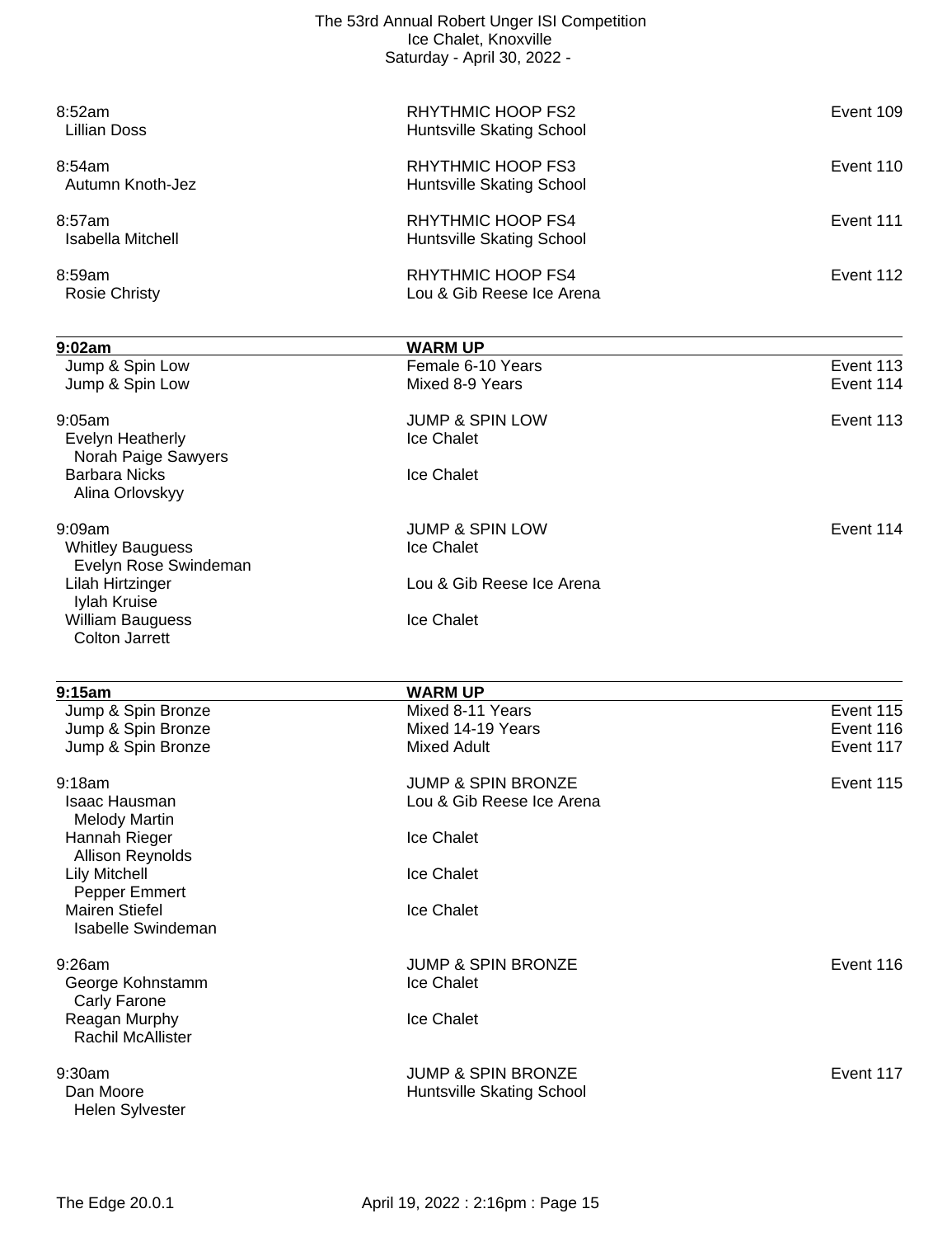| Time / Skater | Event / Club | Event # |
|---|---|---|
| 8:52am | RHYTHMIC HOOP FS2 | Event 109 |
| Lillian Doss | Huntsville Skating School | |
| 8:54am | RHYTHMIC HOOP FS3 | Event 110 |
| Autumn Knoth-Jez | Huntsville Skating School | |
| 8:57am | RHYTHMIC HOOP FS4 | Event 111 |
| Isabella Mitchell | Huntsville Skating School | |
| 8:59am | RHYTHMIC HOOP FS4 | Event 112 |
| Rosie Christy | Lou & Gib Reese Ice Arena | |

| **9:02am** | **WARM UP** | |
|---|---|---|
| Jump & Spin Low | Female 6-10 Years | Event 113 |
| Jump & Spin Low | Mixed 8-9 Years | Event 114 |
| 9:05am | JUMP & SPIN LOW | Event 113 |
| Evelyn Heatherly / Norah Paige Sawyers | Ice Chalet | |
| Barbara Nicks / Alina Orlovskyy | Ice Chalet | |
| 9:09am | JUMP & SPIN LOW | Event 114 |
| Whitley Bauguess / Evelyn Rose Swindeman | Ice Chalet | |
| Lilah Hirtzinger / Iylah Kruise | Lou & Gib Reese Ice Arena | |
| William Bauguess / Colton Jarrett | Ice Chalet | |

| **9:15am** | **WARM UP** | |
|---|---|---|
| Jump & Spin Bronze | Mixed 8-11 Years | Event 115 |
| Jump & Spin Bronze | Mixed 14-19 Years | Event 116 |
| Jump & Spin Bronze | Mixed Adult | Event 117 |
| 9:18am | JUMP & SPIN BRONZE | Event 115 |
| Isaac Hausman / Melody Martin | Lou & Gib Reese Ice Arena | |
| Hannah Rieger / Allison Reynolds | Ice Chalet | |
| Lily Mitchell / Pepper Emmert | Ice Chalet | |
| Mairen Stiefel / Isabelle Swindeman | Ice Chalet | |
| 9:26am | JUMP & SPIN BRONZE | Event 116 |
| George Kohnstamm / Carly Farone | Ice Chalet | |
| Reagan Murphy / Rachil McAllister | Ice Chalet | |
| 9:30am | JUMP & SPIN BRONZE | Event 117 |
| Dan Moore / Helen Sylvester | Huntsville Skating School | |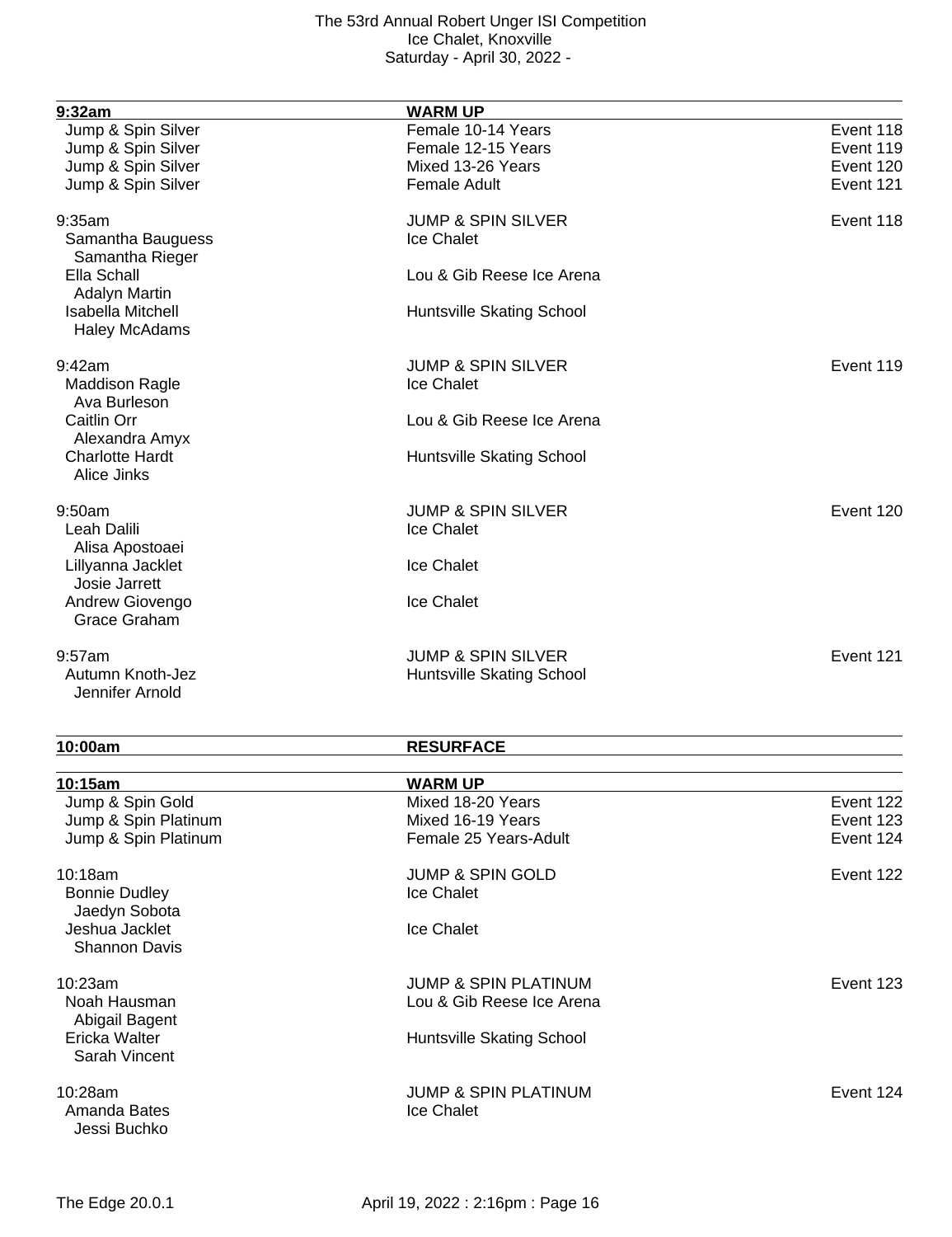| 9:32am | WARM UP | |
|---|---|---|
| Jump & Spin Silver | Female 10-14 Years | Event 118 |
| Jump & Spin Silver | Female 12-15 Years | Event 119 |
| Jump & Spin Silver | Mixed 13-26 Years | Event 120 |
| Jump & Spin Silver | Female Adult | Event 121 |

9:35am — JUMP & SPIN SILVER — Event 118

| Skaters | Club |
|---|---|
| Samantha Bauguess / Samantha Rieger | Ice Chalet |
| Ella Schall / Adalyn Martin | Lou & Gib Reese Ice Arena |
| Isabella Mitchell / Haley McAdams | Huntsville Skating School |

9:42am — JUMP & SPIN SILVER — Event 119

| Skaters | Club |
|---|---|
| Maddison Ragle / Ava Burleson | Ice Chalet |
| Caitlin Orr / Alexandra Amyx | Lou & Gib Reese Ice Arena |
| Charlotte Hardt / Alice Jinks | Huntsville Skating School |

9:50am — JUMP & SPIN SILVER — Event 120

| Skaters | Club |
|---|---|
| Leah Dalili / Alisa Apostoaei | Ice Chalet |
| Lillyanna Jacklet / Josie Jarrett | Ice Chalet |
| Andrew Giovengo / Grace Graham | Ice Chalet |

9:57am — JUMP & SPIN SILVER — Event 121

| Skaters | Club |
|---|---|
| Autumn Knoth-Jez / Jennifer Arnold | Huntsville Skating School |

**10:00am — RESURFACE**

| 10:15am | WARM UP | |
|---|---|---|
| Jump & Spin Gold | Mixed 18-20 Years | Event 122 |
| Jump & Spin Platinum | Mixed 16-19 Years | Event 123 |
| Jump & Spin Platinum | Female 25 Years-Adult | Event 124 |

10:18am — JUMP & SPIN GOLD — Event 122

| Skaters | Club |
|---|---|
| Bonnie Dudley / Jaedyn Sobota | Ice Chalet |
| Jeshua Jacklet / Shannon Davis | Ice Chalet |

10:23am — JUMP & SPIN PLATINUM — Event 123

| Skaters | Club |
|---|---|
| Noah Hausman / Abigail Bagent | Lou & Gib Reese Ice Arena |
| Ericka Walter / Sarah Vincent | Huntsville Skating School |

10:28am — JUMP & SPIN PLATINUM — Event 124

| Skaters | Club |
|---|---|
| Amanda Bates / Jessi Buchko | Ice Chalet |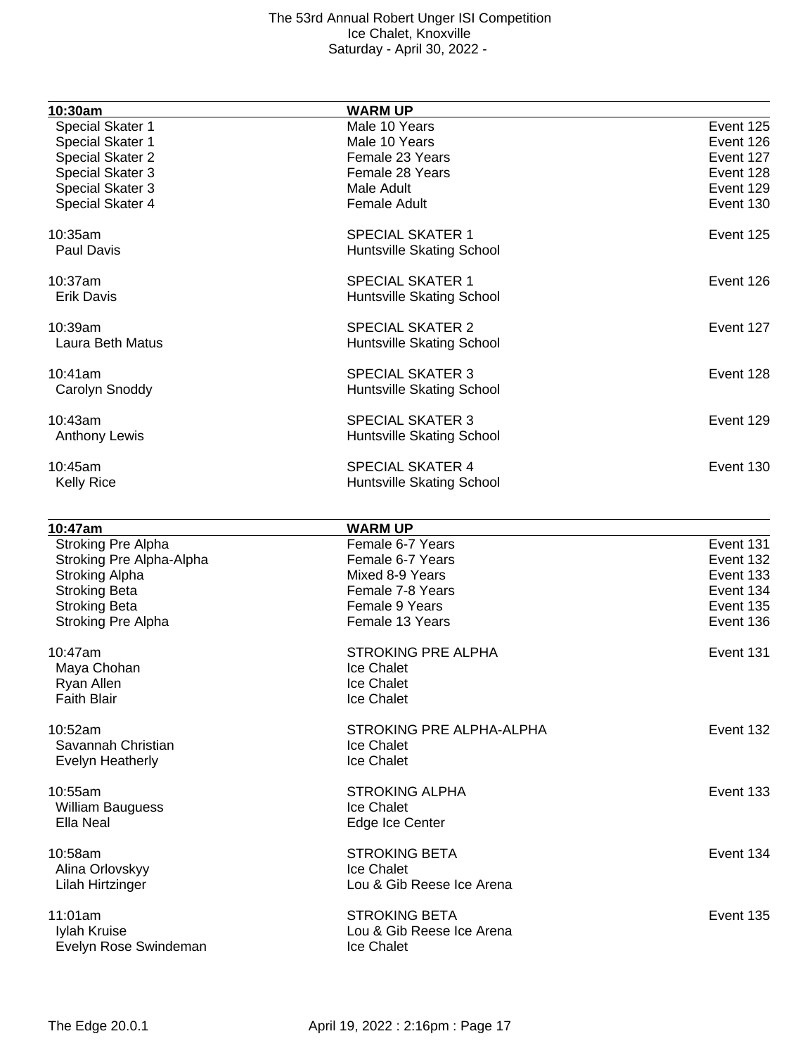| 10:30am | WARM UP | |
|---|---|---|
| Special Skater 1 | Male 10 Years | Event 125 |
| Special Skater 1 | Male 10 Years | Event 126 |
| Special Skater 2 | Female 23 Years | Event 127 |
| Special Skater 3 | Female 28 Years | Event 128 |
| Special Skater 3 | Male Adult | Event 129 |
| Special Skater 4 | Female Adult | Event 130 |

10:35am — SPECIAL SKATER 1 — Event 125
- Paul Davis — Huntsville Skating School

10:37am — SPECIAL SKATER 1 — Event 126
- Erik Davis — Huntsville Skating School

10:39am — SPECIAL SKATER 2 — Event 127
- Laura Beth Matus — Huntsville Skating School

10:41am — SPECIAL SKATER 3 — Event 128
- Carolyn Snoddy — Huntsville Skating School

10:43am — SPECIAL SKATER 3 — Event 129
- Anthony Lewis — Huntsville Skating School

10:45am — SPECIAL SKATER 4 — Event 130
- Kelly Rice — Huntsville Skating School

| 10:47am | WARM UP | |
|---|---|---|
| Stroking Pre Alpha | Female 6-7 Years | Event 131 |
| Stroking Pre Alpha-Alpha | Female 6-7 Years | Event 132 |
| Stroking Alpha | Mixed 8-9 Years | Event 133 |
| Stroking Beta | Female 7-8 Years | Event 134 |
| Stroking Beta | Female 9 Years | Event 135 |
| Stroking Pre Alpha | Female 13 Years | Event 136 |

10:47am — STROKING PRE ALPHA — Event 131
- Maya Chohan — Ice Chalet
- Ryan Allen — Ice Chalet
- Faith Blair — Ice Chalet

10:52am — STROKING PRE ALPHA-ALPHA — Event 132
- Savannah Christian — Ice Chalet
- Evelyn Heatherly — Ice Chalet

10:55am — STROKING ALPHA — Event 133
- William Bauguess — Ice Chalet
- Ella Neal — Edge Ice Center

10:58am — STROKING BETA — Event 134
- Alina Orlovskyy — Ice Chalet
- Lilah Hirtzinger — Lou & Gib Reese Ice Arena

11:01am — STROKING BETA — Event 135
- Iylah Kruise — Lou & Gib Reese Ice Arena
- Evelyn Rose Swindeman — Ice Chalet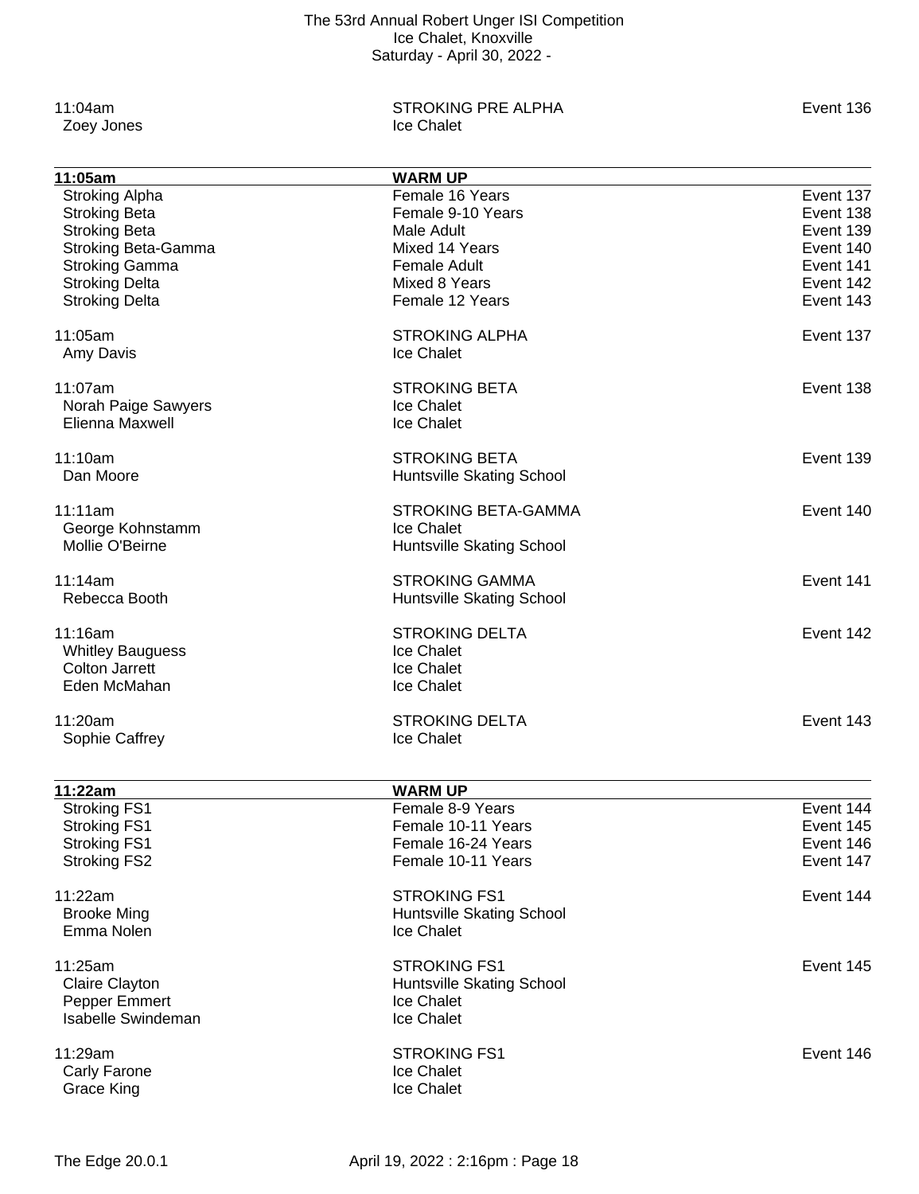| | | |
|---|---|---|
| 11:04am | STROKING PRE ALPHA | Event 136 |
| Zoey Jones | Ice Chalet | |

| **11:05am** | **WARM UP** | |
|---|---|---|
| Stroking Alpha | Female 16 Years | Event 137 |
| Stroking Beta | Female 9-10 Years | Event 138 |
| Stroking Beta | Male Adult | Event 139 |
| Stroking Beta-Gamma | Mixed 14 Years | Event 140 |
| Stroking Gamma | Female Adult | Event 141 |
| Stroking Delta | Mixed 8 Years | Event 142 |
| Stroking Delta | Female 12 Years | Event 143 |

| | | |
|---|---|---|
| 11:05am | STROKING ALPHA | Event 137 |
| Amy Davis | Ice Chalet | |
| 11:07am | STROKING BETA | Event 138 |
| Norah Paige Sawyers | Ice Chalet | |
| Elienna Maxwell | Ice Chalet | |
| 11:10am | STROKING BETA | Event 139 |
| Dan Moore | Huntsville Skating School | |
| 11:11am | STROKING BETA-GAMMA | Event 140 |
| George Kohnstamm | Ice Chalet | |
| Mollie O'Beirne | Huntsville Skating School | |
| 11:14am | STROKING GAMMA | Event 141 |
| Rebecca Booth | Huntsville Skating School | |
| 11:16am | STROKING DELTA | Event 142 |
| Whitley Bauguess | Ice Chalet | |
| Colton Jarrett | Ice Chalet | |
| Eden McMahan | Ice Chalet | |
| 11:20am | STROKING DELTA | Event 143 |
| Sophie Caffrey | Ice Chalet | |

| **11:22am** | **WARM UP** | |
|---|---|---|
| Stroking FS1 | Female 8-9 Years | Event 144 |
| Stroking FS1 | Female 10-11 Years | Event 145 |
| Stroking FS1 | Female 16-24 Years | Event 146 |
| Stroking FS2 | Female 10-11 Years | Event 147 |

| | | |
|---|---|---|
| 11:22am | STROKING FS1 | Event 144 |
| Brooke Ming | Huntsville Skating School | |
| Emma Nolen | Ice Chalet | |
| 11:25am | STROKING FS1 | Event 145 |
| Claire Clayton | Huntsville Skating School | |
| Pepper Emmert | Ice Chalet | |
| Isabelle Swindeman | Ice Chalet | |
| 11:29am | STROKING FS1 | Event 146 |
| Carly Farone | Ice Chalet | |
| Grace King | Ice Chalet | |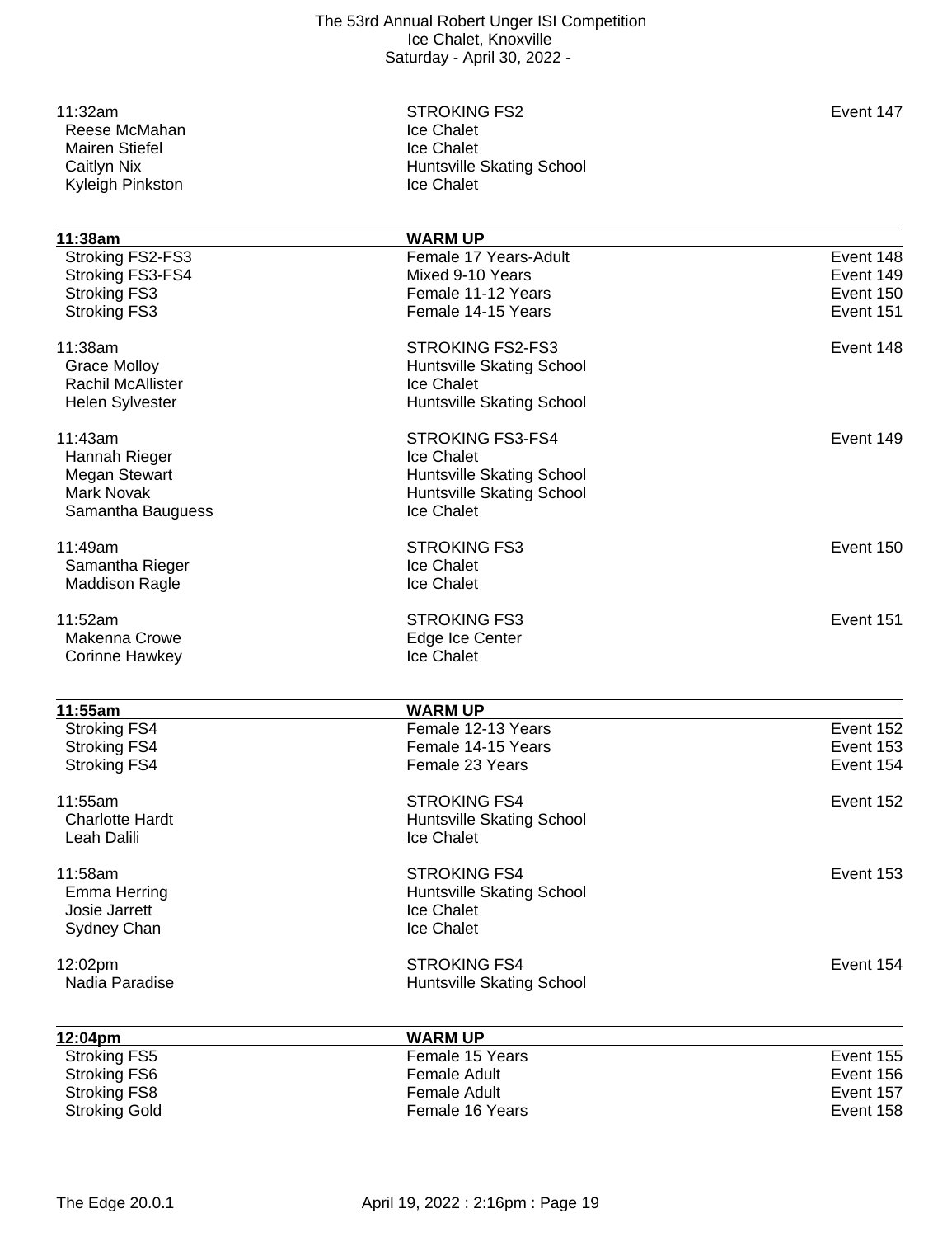| | | |
|---|---|---|
| 11:32am | STROKING FS2 | Event 147 |
| Reese McMahan | Ice Chalet | |
| Mairen Stiefel | Ice Chalet | |
| Caitlyn Nix | Huntsville Skating School | |
| Kyleigh Pinkston | Ice Chalet | |

| **11:38am** | **WARM UP** | |
|---|---|---|
| Stroking FS2-FS3 | Female 17 Years-Adult | Event 148 |
| Stroking FS3-FS4 | Mixed 9-10 Years | Event 149 |
| Stroking FS3 | Female 11-12 Years | Event 150 |
| Stroking FS3 | Female 14-15 Years | Event 151 |

| | | |
|---|---|---|
| 11:38am | STROKING FS2-FS3 | Event 148 |
| Grace Molloy | Huntsville Skating School | |
| Rachil McAllister | Ice Chalet | |
| Helen Sylvester | Huntsville Skating School | |
| 11:43am | STROKING FS3-FS4 | Event 149 |
| Hannah Rieger | Ice Chalet | |
| Megan Stewart | Huntsville Skating School | |
| Mark Novak | Huntsville Skating School | |
| Samantha Bauguess | Ice Chalet | |
| 11:49am | STROKING FS3 | Event 150 |
| Samantha Rieger | Ice Chalet | |
| Maddison Ragle | Ice Chalet | |
| 11:52am | STROKING FS3 | Event 151 |
| Makenna Crowe | Edge Ice Center | |
| Corinne Hawkey | Ice Chalet | |

| **11:55am** | **WARM UP** | |
|---|---|---|
| Stroking FS4 | Female 12-13 Years | Event 152 |
| Stroking FS4 | Female 14-15 Years | Event 153 |
| Stroking FS4 | Female 23 Years | Event 154 |

| | | |
|---|---|---|
| 11:55am | STROKING FS4 | Event 152 |
| Charlotte Hardt | Huntsville Skating School | |
| Leah Dalili | Ice Chalet | |
| 11:58am | STROKING FS4 | Event 153 |
| Emma Herring | Huntsville Skating School | |
| Josie Jarrett | Ice Chalet | |
| Sydney Chan | Ice Chalet | |
| 12:02pm | STROKING FS4 | Event 154 |
| Nadia Paradise | Huntsville Skating School | |

| **12:04pm** | **WARM UP** | |
|---|---|---|
| Stroking FS5 | Female 15 Years | Event 155 |
| Stroking FS6 | Female Adult | Event 156 |
| Stroking FS8 | Female Adult | Event 157 |
| Stroking Gold | Female 16 Years | Event 158 |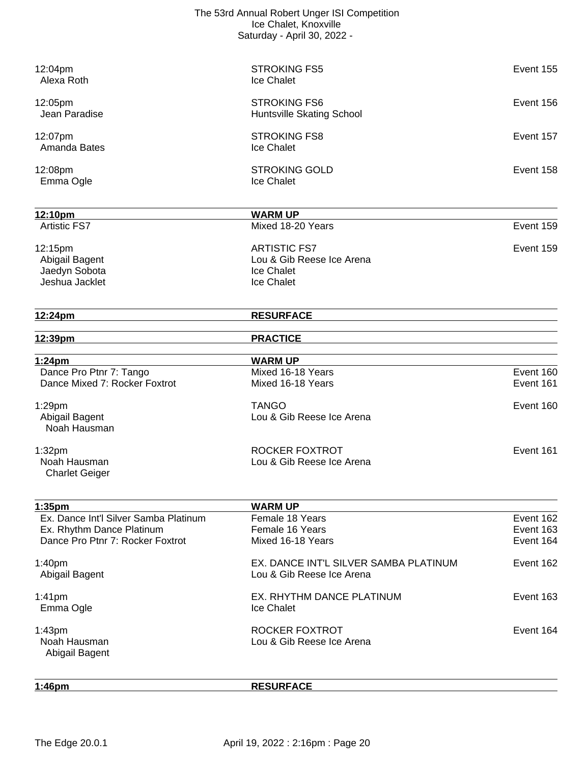12:04pm — STROKING FS5 — Event 155
Alexa Roth — Ice Chalet

12:05pm — STROKING FS6 — Event 156
Jean Paradise — Huntsville Skating School

12:07pm — STROKING FS8 — Event 157
Amanda Bates — Ice Chalet

12:08pm — STROKING GOLD — Event 158
Emma Ogle — Ice Chalet

**12:10pm — WARM UP**

Artistic FS7 — Mixed 18-20 Years — Event 159

12:15pm — ARTISTIC FS7 — Event 159
Abigail Bagent — Lou & Gib Reese Ice Arena
Jaedyn Sobota — Ice Chalet
Jeshua Jacklet — Ice Chalet

**12:24pm — RESURFACE**

**12:39pm — PRACTICE**

**1:24pm — WARM UP**

Dance Pro Ptnr 7: Tango — Mixed 16-18 Years — Event 160
Dance Mixed 7: Rocker Foxtrot — Mixed 16-18 Years — Event 161

1:29pm — TANGO — Event 160
Abigail Bagent — Lou & Gib Reese Ice Arena
Noah Hausman

1:32pm — ROCKER FOXTROT — Event 161
Noah Hausman — Lou & Gib Reese Ice Arena
Charlet Geiger

**1:35pm — WARM UP**

Ex. Dance Int'l Silver Samba Platinum — Female 18 Years — Event 162
Ex. Rhythm Dance Platinum — Female 16 Years — Event 163
Dance Pro Ptnr 7: Rocker Foxtrot — Mixed 16-18 Years — Event 164

1:40pm — EX. DANCE INT'L SILVER SAMBA PLATINUM — Event 162
Abigail Bagent — Lou & Gib Reese Ice Arena

1:41pm — EX. RHYTHM DANCE PLATINUM — Event 163
Emma Ogle — Ice Chalet

1:43pm — ROCKER FOXTROT — Event 164
Noah Hausman — Lou & Gib Reese Ice Arena
Abigail Bagent

**1:46pm — RESURFACE**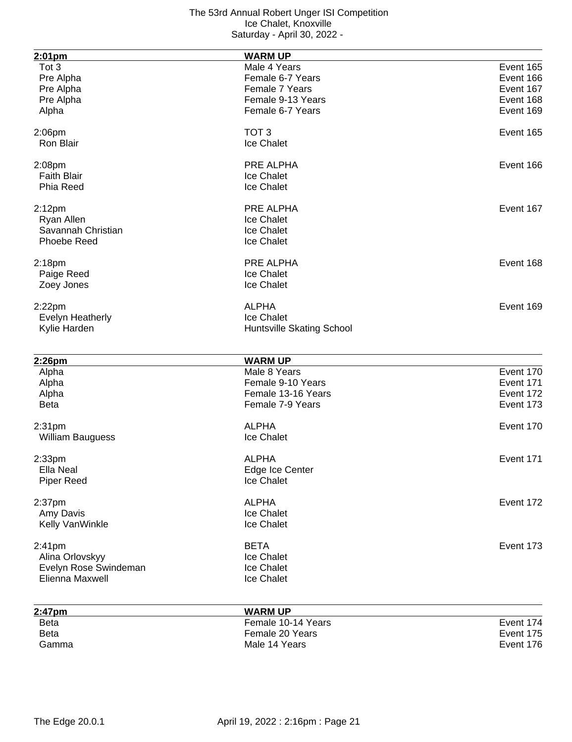| 2:01pm | WARM UP | |
|---|---|---|
| Tot 3 | Male 4 Years | Event 165 |
| Pre Alpha | Female 6-7 Years | Event 166 |
| Pre Alpha | Female 7 Years | Event 167 |
| Pre Alpha | Female 9-13 Years | Event 168 |
| Alpha | Female 6-7 Years | Event 169 |

| | | |
|---|---|---|
| 2:06pm | TOT 3 | Event 165 |
| Ron Blair | Ice Chalet | |
| | | |
| 2:08pm | PRE ALPHA | Event 166 |
| Faith Blair | Ice Chalet | |
| Phia Reed | Ice Chalet | |
| | | |
| 2:12pm | PRE ALPHA | Event 167 |
| Ryan Allen | Ice Chalet | |
| Savannah Christian | Ice Chalet | |
| Phoebe Reed | Ice Chalet | |
| | | |
| 2:18pm | PRE ALPHA | Event 168 |
| Paige Reed | Ice Chalet | |
| Zoey Jones | Ice Chalet | |
| | | |
| 2:22pm | ALPHA | Event 169 |
| Evelyn Heatherly | Ice Chalet | |
| Kylie Harden | Huntsville Skating School | |

| 2:26pm | WARM UP | |
|---|---|---|
| Alpha | Male 8 Years | Event 170 |
| Alpha | Female 9-10 Years | Event 171 |
| Alpha | Female 13-16 Years | Event 172 |
| Beta | Female 7-9 Years | Event 173 |

| | | |
|---|---|---|
| 2:31pm | ALPHA | Event 170 |
| William Bauguess | Ice Chalet | |
| | | |
| 2:33pm | ALPHA | Event 171 |
| Ella Neal | Edge Ice Center | |
| Piper Reed | Ice Chalet | |
| | | |
| 2:37pm | ALPHA | Event 172 |
| Amy Davis | Ice Chalet | |
| Kelly VanWinkle | Ice Chalet | |
| | | |
| 2:41pm | BETA | Event 173 |
| Alina Orlovskyy | Ice Chalet | |
| Evelyn Rose Swindeman | Ice Chalet | |
| Elienna Maxwell | Ice Chalet | |

| 2:47pm | WARM UP | |
|---|---|---|
| Beta | Female 10-14 Years | Event 174 |
| Beta | Female 20 Years | Event 175 |
| Gamma | Male 14 Years | Event 176 |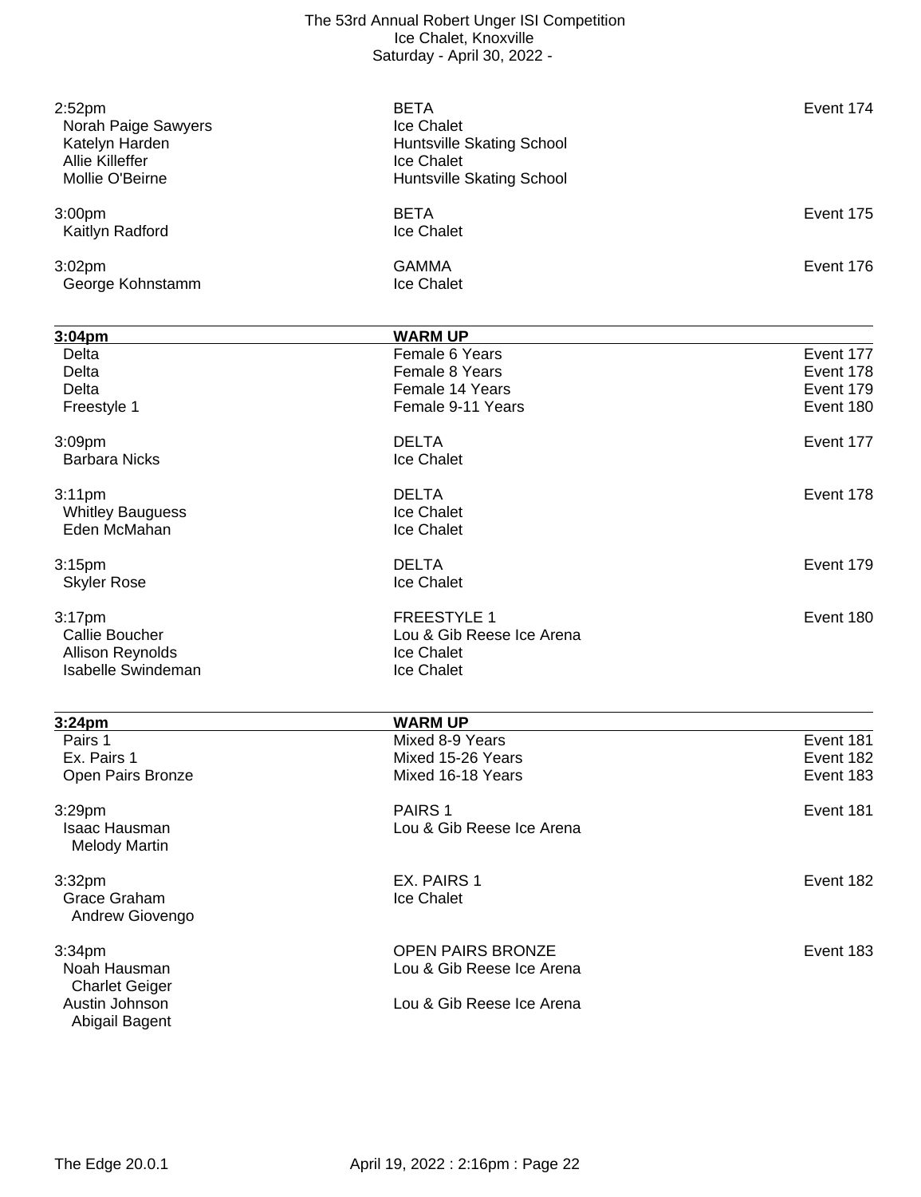| | | |
|---|---|---|
| 2:52pm | BETA | Event 174 |
| Norah Paige Sawyers | Ice Chalet | |
| Katelyn Harden | Huntsville Skating School | |
| Allie Killeffer | Ice Chalet | |
| Mollie O'Beirne | Huntsville Skating School | |
| | | |
| 3:00pm | BETA | Event 175 |
| Kaitlyn Radford | Ice Chalet | |
| | | |
| 3:02pm | GAMMA | Event 176 |
| George Kohnstamm | Ice Chalet | |

| **3:04pm** | **WARM UP** | |
|---|---|---|
| Delta | Female 6 Years | Event 177 |
| Delta | Female 8 Years | Event 178 |
| Delta | Female 14 Years | Event 179 |
| Freestyle 1 | Female 9-11 Years | Event 180 |
| | | |
| 3:09pm | DELTA | Event 177 |
| Barbara Nicks | Ice Chalet | |
| | | |
| 3:11pm | DELTA | Event 178 |
| Whitley Bauguess | Ice Chalet | |
| Eden McMahan | Ice Chalet | |
| | | |
| 3:15pm | DELTA | Event 179 |
| Skyler Rose | Ice Chalet | |
| | | |
| 3:17pm | FREESTYLE 1 | Event 180 |
| Callie Boucher | Lou & Gib Reese Ice Arena | |
| Allison Reynolds | Ice Chalet | |
| Isabelle Swindeman | Ice Chalet | |

| **3:24pm** | **WARM UP** | |
|---|---|---|
| Pairs 1 | Mixed 8-9 Years | Event 181 |
| Ex. Pairs 1 | Mixed 15-26 Years | Event 182 |
| Open Pairs Bronze | Mixed 16-18 Years | Event 183 |
| | | |
| 3:29pm | PAIRS 1 | Event 181 |
| Isaac Hausman / Melody Martin | Lou & Gib Reese Ice Arena | |
| | | |
| 3:32pm | EX. PAIRS 1 | Event 182 |
| Grace Graham / Andrew Giovengo | Ice Chalet | |
| | | |
| 3:34pm | OPEN PAIRS BRONZE | Event 183 |
| Noah Hausman / Charlet Geiger | Lou & Gib Reese Ice Arena | |
| Austin Johnson / Abigail Bagent | Lou & Gib Reese Ice Arena | |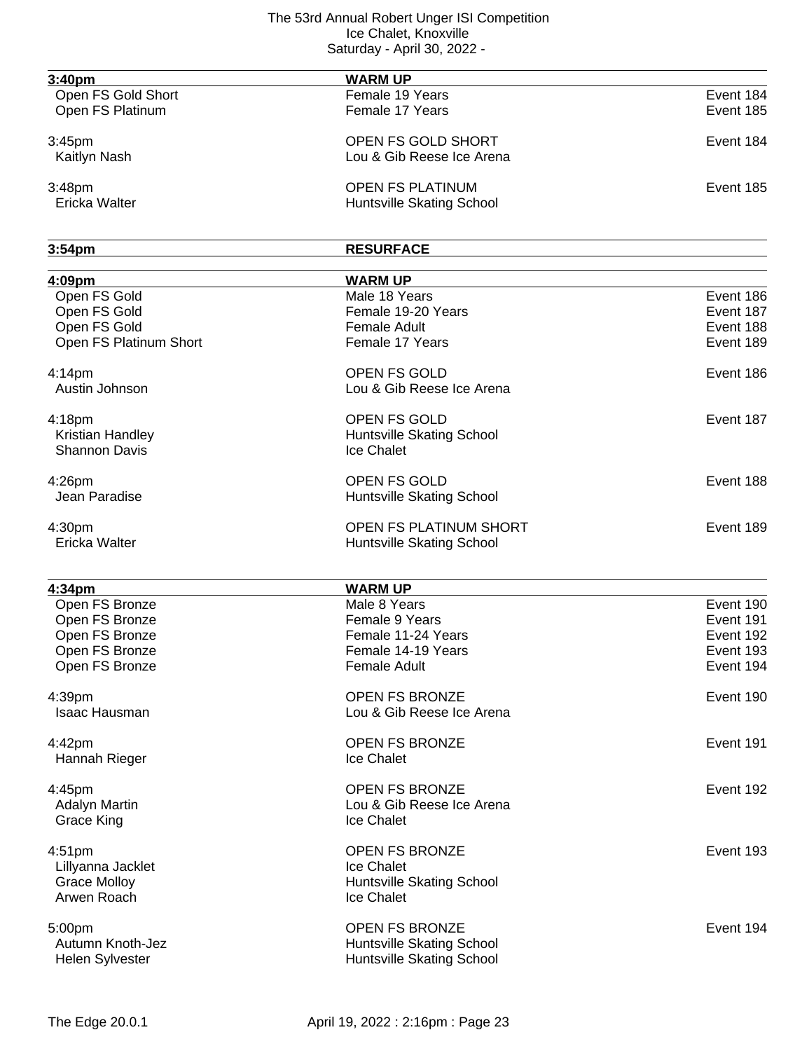| 3:40pm | WARM UP | |
| --- | --- | --- |
| Open FS Gold Short | Female 19 Years | Event 184 |
| Open FS Platinum | Female 17 Years | Event 185 |
| | | |
| 3:45pm | OPEN FS GOLD SHORT | Event 184 |
| Kaitlyn Nash | Lou & Gib Reese Ice Arena | |
| | | |
| 3:48pm | OPEN FS PLATINUM | Event 185 |
| Ericka Walter | Huntsville Skating School | |

| 3:54pm | RESURFACE |
| --- | --- |

| 4:09pm | WARM UP | |
| --- | --- | --- |
| Open FS Gold | Male 18 Years | Event 186 |
| Open FS Gold | Female 19-20 Years | Event 187 |
| Open FS Gold | Female Adult | Event 188 |
| Open FS Platinum Short | Female 17 Years | Event 189 |
| | | |
| 4:14pm | OPEN FS GOLD | Event 186 |
| Austin Johnson | Lou & Gib Reese Ice Arena | |
| | | |
| 4:18pm | OPEN FS GOLD | Event 187 |
| Kristian Handley | Huntsville Skating School | |
| Shannon Davis | Ice Chalet | |
| | | |
| 4:26pm | OPEN FS GOLD | Event 188 |
| Jean Paradise | Huntsville Skating School | |
| | | |
| 4:30pm | OPEN FS PLATINUM SHORT | Event 189 |
| Ericka Walter | Huntsville Skating School | |

| 4:34pm | WARM UP | |
| --- | --- | --- |
| Open FS Bronze | Male 8 Years | Event 190 |
| Open FS Bronze | Female 9 Years | Event 191 |
| Open FS Bronze | Female 11-24 Years | Event 192 |
| Open FS Bronze | Female 14-19 Years | Event 193 |
| Open FS Bronze | Female Adult | Event 194 |
| | | |
| 4:39pm | OPEN FS BRONZE | Event 190 |
| Isaac Hausman | Lou & Gib Reese Ice Arena | |
| | | |
| 4:42pm | OPEN FS BRONZE | Event 191 |
| Hannah Rieger | Ice Chalet | |
| | | |
| 4:45pm | OPEN FS BRONZE | Event 192 |
| Adalyn Martin | Lou & Gib Reese Ice Arena | |
| Grace King | Ice Chalet | |
| | | |
| 4:51pm | OPEN FS BRONZE | Event 193 |
| Lillyanna Jacklet | Ice Chalet | |
| Grace Molloy | Huntsville Skating School | |
| Arwen Roach | Ice Chalet | |
| | | |
| 5:00pm | OPEN FS BRONZE | Event 194 |
| Autumn Knoth-Jez | Huntsville Skating School | |
| Helen Sylvester | Huntsville Skating School | |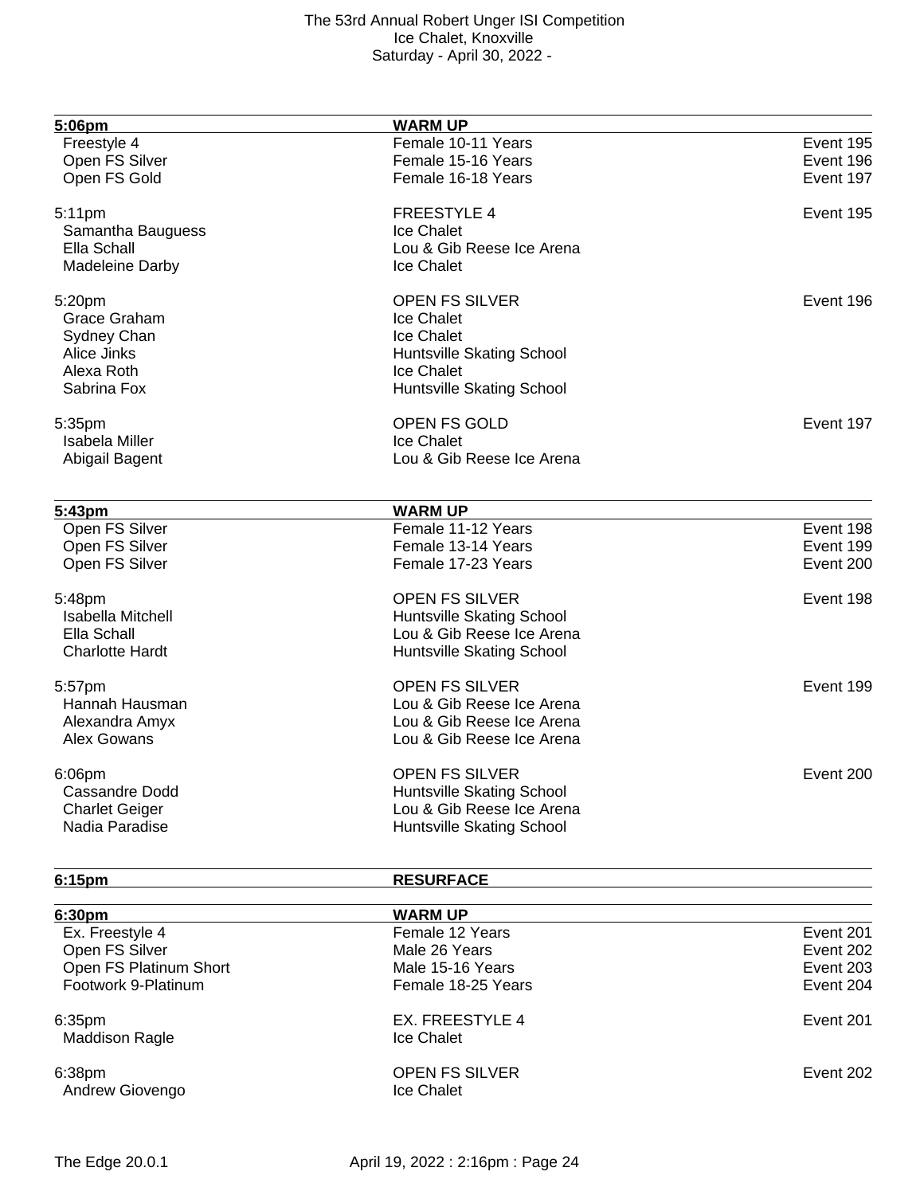| 5:06pm | WARM UP | |
|---|---|---|
| Freestyle 4 | Female 10-11 Years | Event 195 |
| Open FS Silver | Female 15-16 Years | Event 196 |
| Open FS Gold | Female 16-18 Years | Event 197 |

| 5:11pm | FREESTYLE 4 | Event 195 |
|---|---|---|
| Samantha Bauguess | Ice Chalet | |
| Ella Schall | Lou & Gib Reese Ice Arena | |
| Madeleine Darby | Ice Chalet | |

| 5:20pm | OPEN FS SILVER | Event 196 |
|---|---|---|
| Grace Graham | Ice Chalet | |
| Sydney Chan | Ice Chalet | |
| Alice Jinks | Huntsville Skating School | |
| Alexa Roth | Ice Chalet | |
| Sabrina Fox | Huntsville Skating School | |

| 5:35pm | OPEN FS GOLD | Event 197 |
|---|---|---|
| Isabela Miller | Ice Chalet | |
| Abigail Bagent | Lou & Gib Reese Ice Arena | |

| 5:43pm | WARM UP | |
|---|---|---|
| Open FS Silver | Female 11-12 Years | Event 198 |
| Open FS Silver | Female 13-14 Years | Event 199 |
| Open FS Silver | Female 17-23 Years | Event 200 |

| 5:48pm | OPEN FS SILVER | Event 198 |
|---|---|---|
| Isabella Mitchell | Huntsville Skating School | |
| Ella Schall | Lou & Gib Reese Ice Arena | |
| Charlotte Hardt | Huntsville Skating School | |

| 5:57pm | OPEN FS SILVER | Event 199 |
|---|---|---|
| Hannah Hausman | Lou & Gib Reese Ice Arena | |
| Alexandra Amyx | Lou & Gib Reese Ice Arena | |
| Alex Gowans | Lou & Gib Reese Ice Arena | |

| 6:06pm | OPEN FS SILVER | Event 200 |
|---|---|---|
| Cassandre Dodd | Huntsville Skating School | |
| Charlet Geiger | Lou & Gib Reese Ice Arena | |
| Nadia Paradise | Huntsville Skating School | |

| 6:15pm | RESURFACE | |
|---|---|---|

| 6:30pm | WARM UP | |
|---|---|---|
| Ex. Freestyle 4 | Female 12 Years | Event 201 |
| Open FS Silver | Male 26 Years | Event 202 |
| Open FS Platinum Short | Male 15-16 Years | Event 203 |
| Footwork 9-Platinum | Female 18-25 Years | Event 204 |

| 6:35pm | EX. FREESTYLE 4 | Event 201 |
|---|---|---|
| Maddison Ragle | Ice Chalet | |

| 6:38pm | OPEN FS SILVER | Event 202 |
|---|---|---|
| Andrew Giovengo | Ice Chalet | |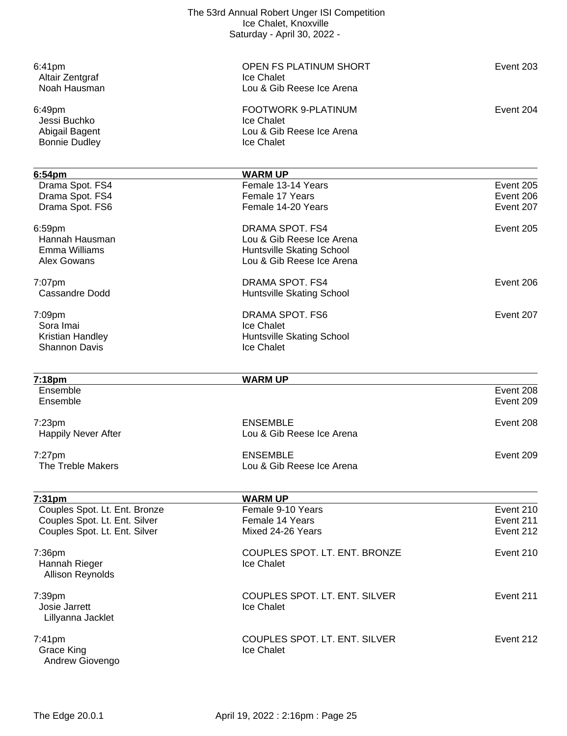6:41pm | OPEN FS PLATINUM SHORT | Event 203
Altair Zentgraf | Ice Chalet
Noah Hausman | Lou & Gib Reese Ice Arena

6:49pm | FOOTWORK 9-PLATINUM | Event 204
Jessi Buchko | Ice Chalet
Abigail Bagent | Lou & Gib Reese Ice Arena
Bonnie Dudley | Ice Chalet

---

| **6:54pm** | **WARM UP** | |
|---|---|---|
| Drama Spot. FS4 | Female 13-14 Years | Event 205 |
| Drama Spot. FS4 | Female 17 Years | Event 206 |
| Drama Spot. FS6 | Female 14-20 Years | Event 207 |

6:59pm | DRAMA SPOT. FS4 | Event 205
Hannah Hausman | Lou & Gib Reese Ice Arena
Emma Williams | Huntsville Skating School
Alex Gowans | Lou & Gib Reese Ice Arena

7:07pm | DRAMA SPOT. FS4 | Event 206
Cassandre Dodd | Huntsville Skating School

7:09pm | DRAMA SPOT. FS6 | Event 207
Sora Imai | Ice Chalet
Kristian Handley | Huntsville Skating School
Shannon Davis | Ice Chalet

---

| **7:18pm** | **WARM UP** | |
|---|---|---|
| Ensemble | | Event 208 |
| Ensemble | | Event 209 |

7:23pm | ENSEMBLE | Event 208
Happily Never After | Lou & Gib Reese Ice Arena

7:27pm | ENSEMBLE | Event 209
The Treble Makers | Lou & Gib Reese Ice Arena

---

| **7:31pm** | **WARM UP** | |
|---|---|---|
| Couples Spot. Lt. Ent. Bronze | Female 9-10 Years | Event 210 |
| Couples Spot. Lt. Ent. Silver | Female 14 Years | Event 211 |
| Couples Spot. Lt. Ent. Silver | Mixed 24-26 Years | Event 212 |

7:36pm | COUPLES SPOT. LT. ENT. BRONZE | Event 210
Hannah Rieger | Ice Chalet
Allison Reynolds

7:39pm | COUPLES SPOT. LT. ENT. SILVER | Event 211
Josie Jarrett | Ice Chalet
Lillyanna Jacklet

7:41pm | COUPLES SPOT. LT. ENT. SILVER | Event 212
Grace King | Ice Chalet
Andrew Giovengo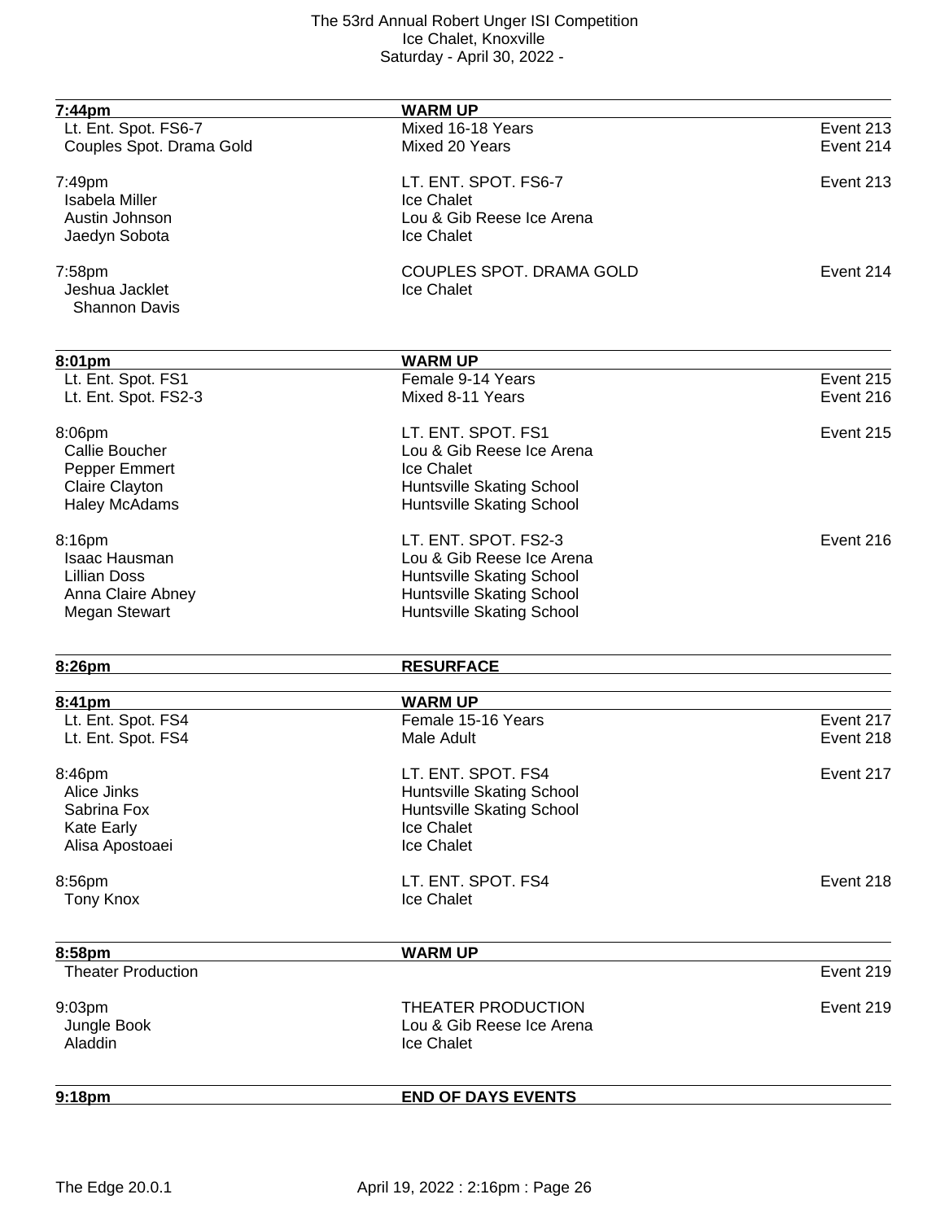| **7:44pm** | **WARM UP** | |
|---|---|---|
| Lt. Ent. Spot. FS6-7 | Mixed 16-18 Years | Event 213 |
| Couples Spot. Drama Gold | Mixed 20 Years | Event 214 |
| | | |
| 7:49pm | LT. ENT. SPOT. FS6-7 | Event 213 |
| Isabela Miller | Ice Chalet | |
| Austin Johnson | Lou & Gib Reese Ice Arena | |
| Jaedyn Sobota | Ice Chalet | |
| | | |
| 7:58pm | COUPLES SPOT. DRAMA GOLD | Event 214 |
| Jeshua Jacklet<br>Shannon Davis | Ice Chalet | |

| **8:01pm** | **WARM UP** | |
|---|---|---|
| Lt. Ent. Spot. FS1 | Female 9-14 Years | Event 215 |
| Lt. Ent. Spot. FS2-3 | Mixed 8-11 Years | Event 216 |
| | | |
| 8:06pm | LT. ENT. SPOT. FS1 | Event 215 |
| Callie Boucher | Lou & Gib Reese Ice Arena | |
| Pepper Emmert | Ice Chalet | |
| Claire Clayton | Huntsville Skating School | |
| Haley McAdams | Huntsville Skating School | |
| | | |
| 8:16pm | LT. ENT. SPOT. FS2-3 | Event 216 |
| Isaac Hausman | Lou & Gib Reese Ice Arena | |
| Lillian Doss | Huntsville Skating School | |
| Anna Claire Abney | Huntsville Skating School | |
| Megan Stewart | Huntsville Skating School | |

| **8:26pm** | **RESURFACE** | |
|---|---|---|

| **8:41pm** | **WARM UP** | |
|---|---|---|
| Lt. Ent. Spot. FS4 | Female 15-16 Years | Event 217 |
| Lt. Ent. Spot. FS4 | Male Adult | Event 218 |
| | | |
| 8:46pm | LT. ENT. SPOT. FS4 | Event 217 |
| Alice Jinks | Huntsville Skating School | |
| Sabrina Fox | Huntsville Skating School | |
| Kate Early | Ice Chalet | |
| Alisa Apostoaei | Ice Chalet | |
| | | |
| 8:56pm | LT. ENT. SPOT. FS4 | Event 218 |
| Tony Knox | Ice Chalet | |

| **8:58pm** | **WARM UP** | |
|---|---|---|
| Theater Production | | Event 219 |
| | | |
| 9:03pm | THEATER PRODUCTION | Event 219 |
| Jungle Book | Lou & Gib Reese Ice Arena | |
| Aladdin | Ice Chalet | |

| **9:18pm** | **END OF DAYS EVENTS** | |
|---|---|---|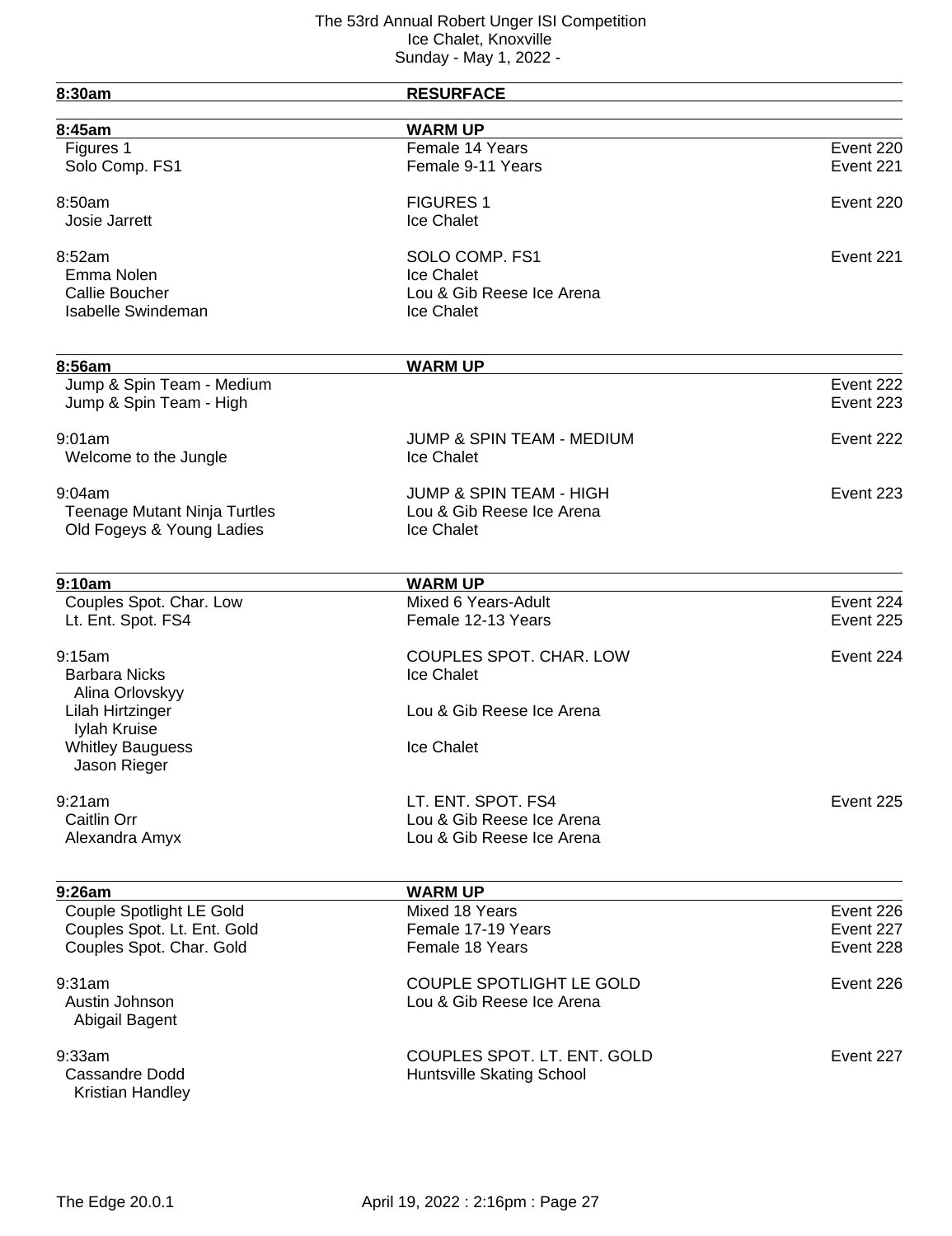The 53rd Annual Robert Unger ISI Competition
Ice Chalet, Knoxville
Sunday - May 1, 2022 -

| **8:30am** | **RESURFACE** | |
|---|---|---|

| **8:45am** | **WARM UP** | |
|---|---|---|
| Figures 1 | Female 14 Years | Event 220 |
| Solo Comp. FS1 | Female 9-11 Years | Event 221 |
| | | |
| 8:50am | FIGURES 1 | Event 220 |
| Josie Jarrett | Ice Chalet | |
| | | |
| 8:52am | SOLO COMP. FS1 | Event 221 |
| Emma Nolen | Ice Chalet | |
| Callie Boucher | Lou & Gib Reese Ice Arena | |
| Isabelle Swindeman | Ice Chalet | |

| **8:56am** | **WARM UP** | |
|---|---|---|
| Jump & Spin Team - Medium | | Event 222 |
| Jump & Spin Team - High | | Event 223 |
| | | |
| 9:01am | JUMP & SPIN TEAM - MEDIUM | Event 222 |
| Welcome to the Jungle | Ice Chalet | |
| | | |
| 9:04am | JUMP & SPIN TEAM - HIGH | Event 223 |
| Teenage Mutant Ninja Turtles | Lou & Gib Reese Ice Arena | |
| Old Fogeys & Young Ladies | Ice Chalet | |

| **9:10am** | **WARM UP** | |
|---|---|---|
| Couples Spot. Char. Low | Mixed 6 Years-Adult | Event 224 |
| Lt. Ent. Spot. FS4 | Female 12-13 Years | Event 225 |
| | | |
| 9:15am | COUPLES SPOT. CHAR. LOW | Event 224 |
| Barbara Nicks<br>Alina Orlovskyy | Ice Chalet | |
| Lilah Hirtzinger<br>Iylah Kruise | Lou & Gib Reese Ice Arena | |
| Whitley Bauguess<br>Jason Rieger | Ice Chalet | |
| | | |
| 9:21am | LT. ENT. SPOT. FS4 | Event 225 |
| Caitlin Orr | Lou & Gib Reese Ice Arena | |
| Alexandra Amyx | Lou & Gib Reese Ice Arena | |

| **9:26am** | **WARM UP** | |
|---|---|---|
| Couple Spotlight LE Gold | Mixed 18 Years | Event 226 |
| Couples Spot. Lt. Ent. Gold | Female 17-19 Years | Event 227 |
| Couples Spot. Char. Gold | Female 18 Years | Event 228 |
| | | |
| 9:31am | COUPLE SPOTLIGHT LE GOLD | Event 226 |
| Austin Johnson<br>Abigail Bagent | Lou & Gib Reese Ice Arena | |
| | | |
| 9:33am | COUPLES SPOT. LT. ENT. GOLD | Event 227 |
| Cassandre Dodd<br>Kristian Handley | Huntsville Skating School | |

The Edge 20.0.1 April 19, 2022 : 2:16pm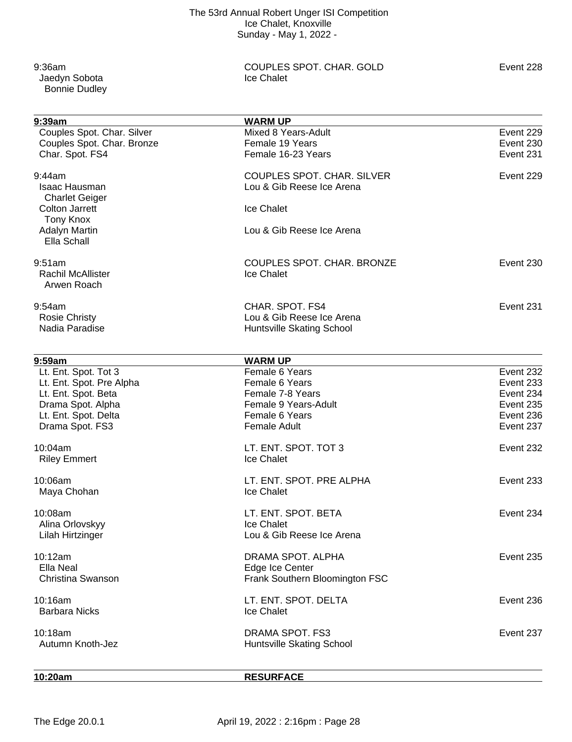9:36am | COUPLES SPOT. CHAR. GOLD | Event 228
Jaedyn Sobota | Ice Chalet
Bonnie Dudley

| **9:39am** | **WARM UP** | |
|---|---|---|
| Couples Spot. Char. Silver | Mixed 8 Years-Adult | Event 229 |
| Couples Spot. Char. Bronze | Female 19 Years | Event 230 |
| Char. Spot. FS4 | Female 16-23 Years | Event 231 |

9:44am | COUPLES SPOT. CHAR. SILVER | Event 229
Isaac Hausman | Lou & Gib Reese Ice Arena
Charlet Geiger
Colton Jarrett | Ice Chalet
Tony Knox
Adalyn Martin | Lou & Gib Reese Ice Arena
Ella Schall

9:51am | COUPLES SPOT. CHAR. BRONZE | Event 230
Rachil McAllister | Ice Chalet
Arwen Roach

9:54am | CHAR. SPOT. FS4 | Event 231
Rosie Christy | Lou & Gib Reese Ice Arena
Nadia Paradise | Huntsville Skating School

| **9:59am** | **WARM UP** | |
|---|---|---|
| Lt. Ent. Spot. Tot 3 | Female 6 Years | Event 232 |
| Lt. Ent. Spot. Pre Alpha | Female 6 Years | Event 233 |
| Lt. Ent. Spot. Beta | Female 7-8 Years | Event 234 |
| Drama Spot. Alpha | Female 9 Years-Adult | Event 235 |
| Lt. Ent. Spot. Delta | Female 6 Years | Event 236 |
| Drama Spot. FS3 | Female Adult | Event 237 |

10:04am | LT. ENT. SPOT. TOT 3 | Event 232
Riley Emmert | Ice Chalet

10:06am | LT. ENT. SPOT. PRE ALPHA | Event 233
Maya Chohan | Ice Chalet

10:08am | LT. ENT. SPOT. BETA | Event 234
Alina Orlovskyy | Ice Chalet
Lilah Hirtzinger | Lou & Gib Reese Ice Arena

10:12am | DRAMA SPOT. ALPHA | Event 235
Ella Neal | Edge Ice Center
Christina Swanson | Frank Southern Bloomington FSC

10:16am | LT. ENT. SPOT. DELTA | Event 236
Barbara Nicks | Ice Chalet

10:18am | DRAMA SPOT. FS3 | Event 237
Autumn Knoth-Jez | Huntsville Skating School

**10:20am** | **RESURFACE**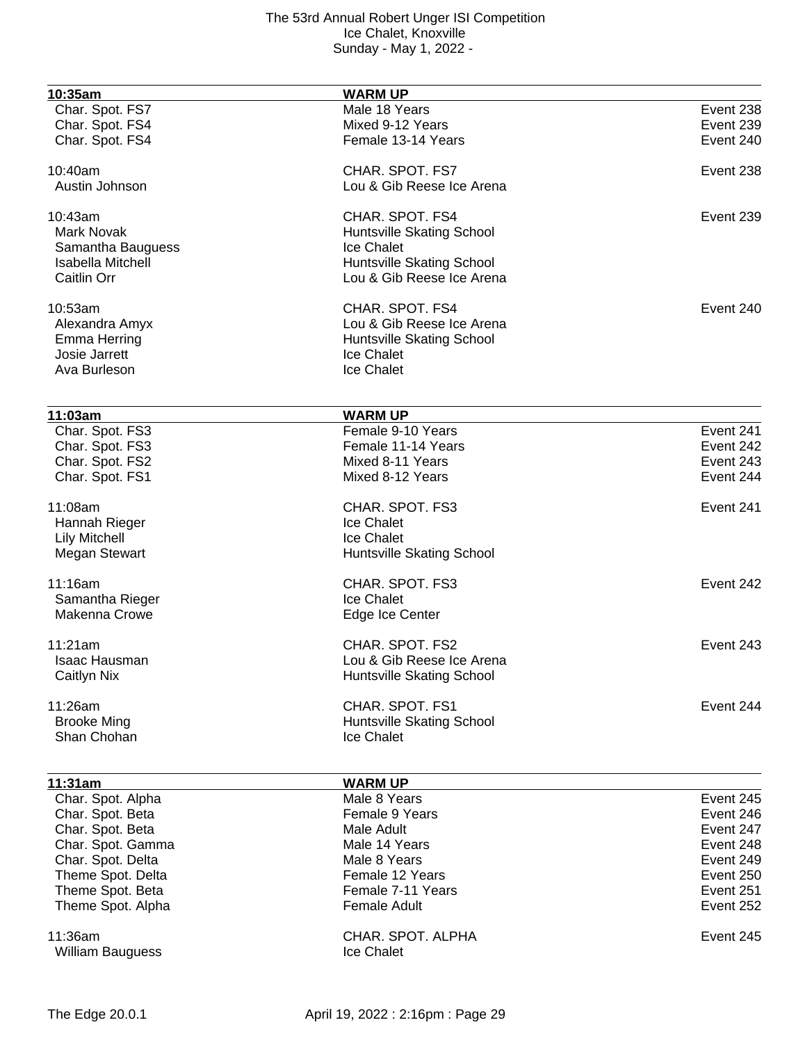| 10:35am | WARM UP | |
|---|---|---|
| Char. Spot. FS7 | Male 18 Years | Event 238 |
| Char. Spot. FS4 | Mixed 9-12 Years | Event 239 |
| Char. Spot. FS4 | Female 13-14 Years | Event 240 |

| | | |
|---|---|---|
| 10:40am | CHAR. SPOT. FS7 | Event 238 |
| Austin Johnson | Lou & Gib Reese Ice Arena | |
| | | |
| 10:43am | CHAR. SPOT. FS4 | Event 239 |
| Mark Novak | Huntsville Skating School | |
| Samantha Bauguess | Ice Chalet | |
| Isabella Mitchell | Huntsville Skating School | |
| Caitlin Orr | Lou & Gib Reese Ice Arena | |
| | | |
| 10:53am | CHAR. SPOT. FS4 | Event 240 |
| Alexandra Amyx | Lou & Gib Reese Ice Arena | |
| Emma Herring | Huntsville Skating School | |
| Josie Jarrett | Ice Chalet | |
| Ava Burleson | Ice Chalet | |

| 11:03am | WARM UP | |
|---|---|---|
| Char. Spot. FS3 | Female 9-10 Years | Event 241 |
| Char. Spot. FS3 | Female 11-14 Years | Event 242 |
| Char. Spot. FS2 | Mixed 8-11 Years | Event 243 |
| Char. Spot. FS1 | Mixed 8-12 Years | Event 244 |

| | | |
|---|---|---|
| 11:08am | CHAR. SPOT. FS3 | Event 241 |
| Hannah Rieger | Ice Chalet | |
| Lily Mitchell | Ice Chalet | |
| Megan Stewart | Huntsville Skating School | |
| | | |
| 11:16am | CHAR. SPOT. FS3 | Event 242 |
| Samantha Rieger | Ice Chalet | |
| Makenna Crowe | Edge Ice Center | |
| | | |
| 11:21am | CHAR. SPOT. FS2 | Event 243 |
| Isaac Hausman | Lou & Gib Reese Ice Arena | |
| Caitlyn Nix | Huntsville Skating School | |
| | | |
| 11:26am | CHAR. SPOT. FS1 | Event 244 |
| Brooke Ming | Huntsville Skating School | |
| Shan Chohan | Ice Chalet | |

| 11:31am | WARM UP | |
|---|---|---|
| Char. Spot. Alpha | Male 8 Years | Event 245 |
| Char. Spot. Beta | Female 9 Years | Event 246 |
| Char. Spot. Beta | Male Adult | Event 247 |
| Char. Spot. Gamma | Male 14 Years | Event 248 |
| Char. Spot. Delta | Male 8 Years | Event 249 |
| Theme Spot. Delta | Female 12 Years | Event 250 |
| Theme Spot. Beta | Female 7-11 Years | Event 251 |
| Theme Spot. Alpha | Female Adult | Event 252 |

| | | |
|---|---|---|
| 11:36am | CHAR. SPOT. ALPHA | Event 245 |
| William Bauguess | Ice Chalet | |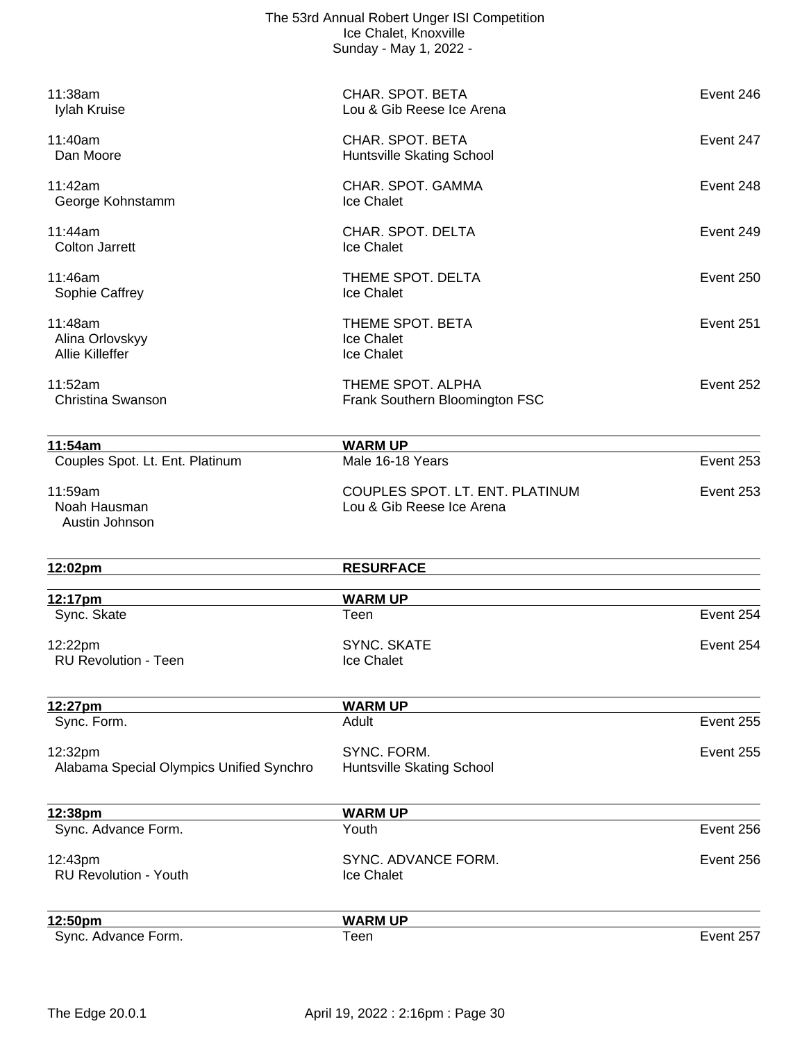| Time / Skater | Event / Club | Event # |
|---|---|---|
| 11:38am | CHAR. SPOT. BETA | Event 246 |
| Iylah Kruise | Lou & Gib Reese Ice Arena | |
| 11:40am | CHAR. SPOT. BETA | Event 247 |
| Dan Moore | Huntsville Skating School | |
| 11:42am | CHAR. SPOT. GAMMA | Event 248 |
| George Kohnstamm | Ice Chalet | |
| 11:44am | CHAR. SPOT. DELTA | Event 249 |
| Colton Jarrett | Ice Chalet | |
| 11:46am | THEME SPOT. DELTA | Event 250 |
| Sophie Caffrey | Ice Chalet | |
| 11:48am | THEME SPOT. BETA | Event 251 |
| Alina Orlovskyy | Ice Chalet | |
| Allie Killeffer | Ice Chalet | |
| 11:52am | THEME SPOT. ALPHA | Event 252 |
| Christina Swanson | Frank Southern Bloomington FSC | |

| **11:54am** | **WARM UP** | |
|---|---|---|
| Couples Spot. Lt. Ent. Platinum | Male 16-18 Years | Event 253 |
| 11:59am | COUPLES SPOT. LT. ENT. PLATINUM | Event 253 |
| Noah Hausman / Austin Johnson | Lou & Gib Reese Ice Arena | |

| **12:02pm** | **RESURFACE** | |
|---|---|---|

| **12:17pm** | **WARM UP** | |
|---|---|---|
| Sync. Skate | Teen | Event 254 |
| 12:22pm | SYNC. SKATE | Event 254 |
| RU Revolution - Teen | Ice Chalet | |

| **12:27pm** | **WARM UP** | |
|---|---|---|
| Sync. Form. | Adult | Event 255 |
| 12:32pm | SYNC. FORM. | Event 255 |
| Alabama Special Olympics Unified Synchro | Huntsville Skating School | |

| **12:38pm** | **WARM UP** | |
|---|---|---|
| Sync. Advance Form. | Youth | Event 256 |
| 12:43pm | SYNC. ADVANCE FORM. | Event 256 |
| RU Revolution - Youth | Ice Chalet | |

| **12:50pm** | **WARM UP** | |
|---|---|---|
| Sync. Advance Form. | Teen | Event 257 |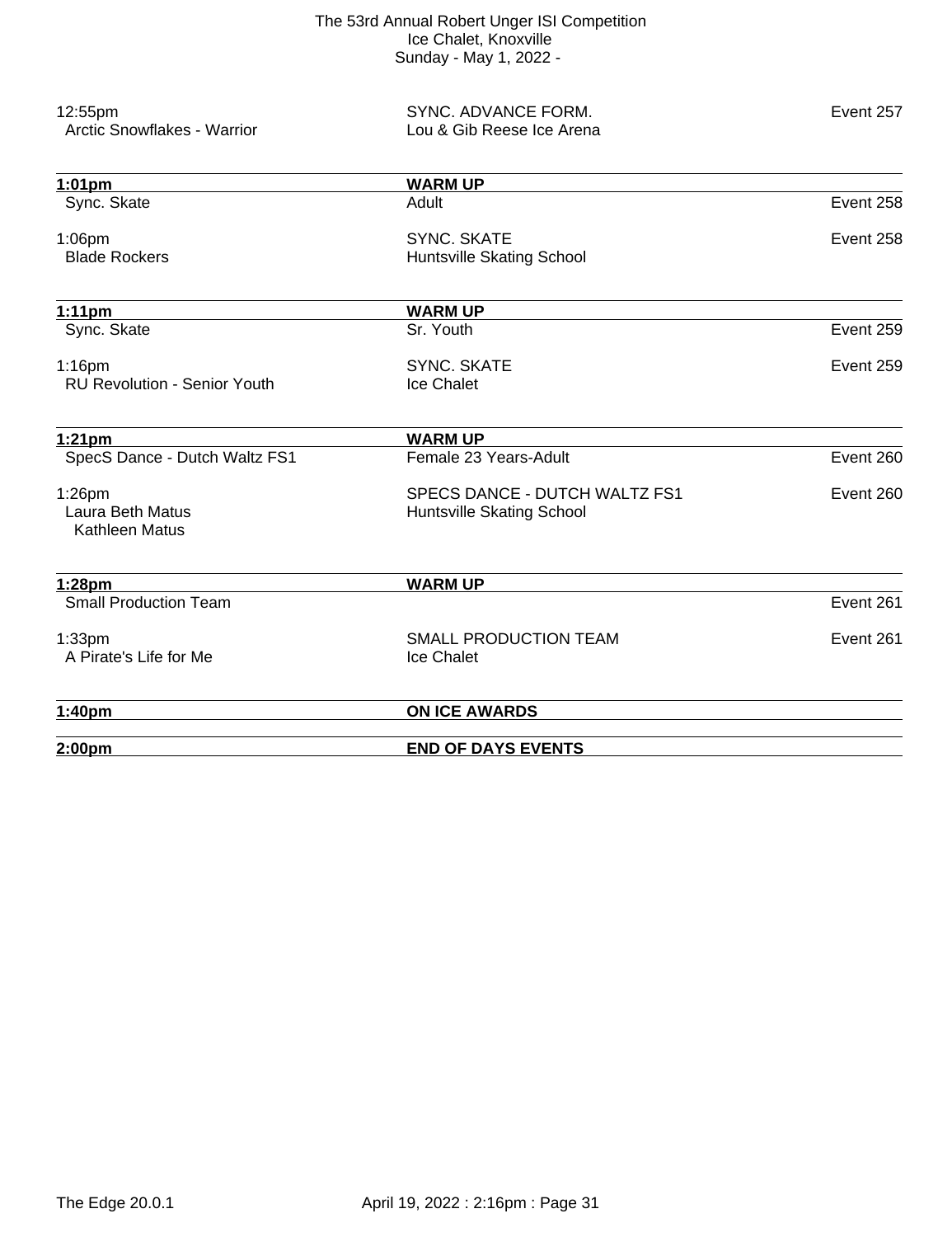| | | |
|---|---|---|
| 12:55pm<br>Arctic Snowflakes - Warrior | SYNC. ADVANCE FORM.<br>Lou & Gib Reese Ice Arena | Event 257 |
| **1:01pm** | **WARM UP** | |
| Sync. Skate | Adult | Event 258 |
| 1:06pm<br>Blade Rockers | SYNC. SKATE<br>Huntsville Skating School | Event 258 |
| **1:11pm** | **WARM UP** | |
| Sync. Skate | Sr. Youth | Event 259 |
| 1:16pm<br>RU Revolution - Senior Youth | SYNC. SKATE<br>Ice Chalet | Event 259 |
| **1:21pm** | **WARM UP** | |
| SpecS Dance - Dutch Waltz FS1 | Female 23 Years-Adult | Event 260 |
| 1:26pm<br>Laura Beth Matus<br>Kathleen Matus | SPECS DANCE - DUTCH WALTZ FS1<br>Huntsville Skating School | Event 260 |
| **1:28pm** | **WARM UP** | |
| Small Production Team | | Event 261 |
| 1:33pm<br>A Pirate's Life for Me | SMALL PRODUCTION TEAM<br>Ice Chalet | Event 261 |
| **1:40pm** | **ON ICE AWARDS** | |
| **2:00pm** | **END OF DAYS EVENTS** | |